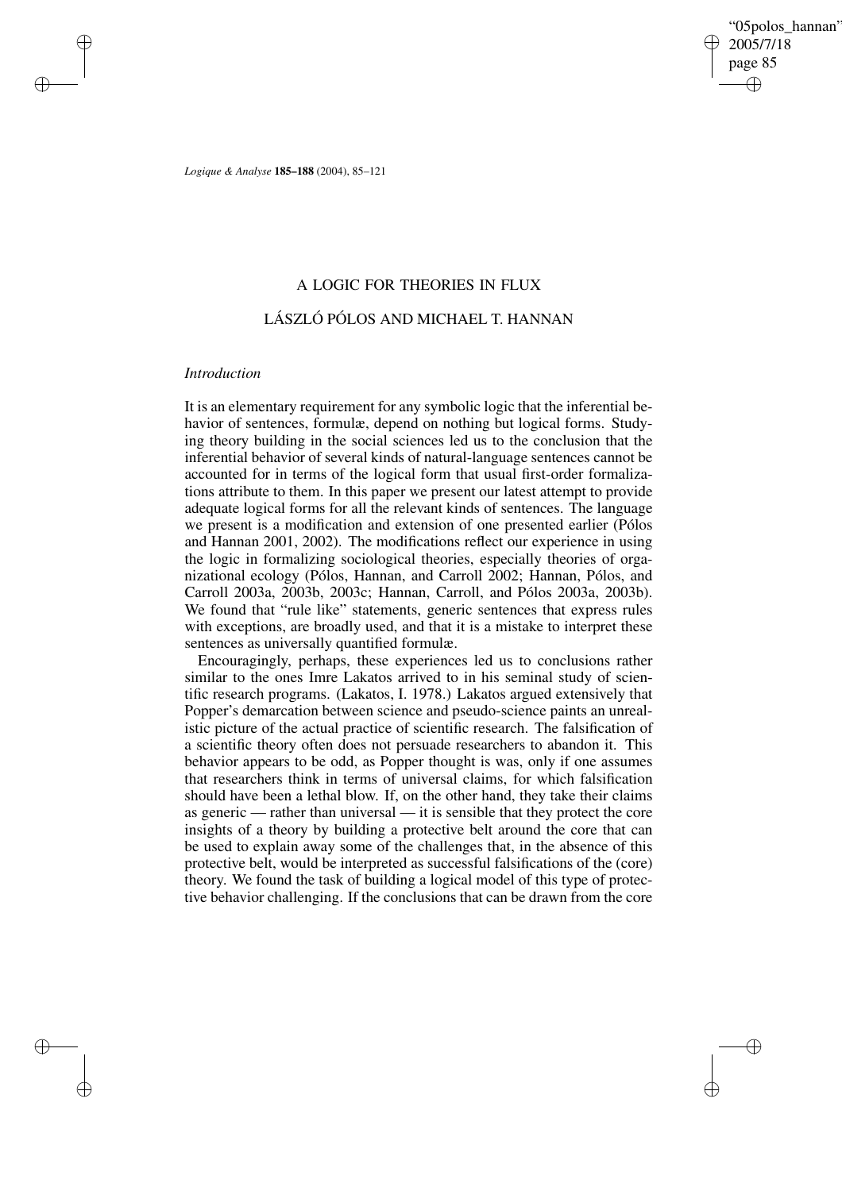# A LOGIC FOR THEORIES IN FLUX

## LÁSZLÓ PÓLOS AND MICHAEL T. HANNAN

### *Introduction*

It is an elementary requirement for any symbolic logic that the inferential behavior of sentences, formulæ, depend on nothing but logical forms. Studying theory building in the social sciences led us to the conclusion that the inferential behavior of several kinds of natural-language sentences cannot be accounted for in terms of the logical form that usual first-order formalizations attribute to them. In this paper we present our latest attempt to provide adequate logical forms for all the relevant kinds of sentences. The language we present is a modification and extension of one presented earlier (Pólos and Hannan 2001, 2002). The modifications reflect our experience in using the logic in formalizing sociological theories, especially theories of organizational ecology (Pólos, Hannan, and Carroll 2002; Hannan, Pólos, and Carroll 2003a, 2003b, 2003c; Hannan, Carroll, and Pólos 2003a, 2003b). We found that "rule like" statements, generic sentences that express rules with exceptions, are broadly used, and that it is a mistake to interpret these sentences as universally quantified formulæ.

Encouragingly, perhaps, these experiences led us to conclusions rather similar to the ones Imre Lakatos arrived to in his seminal study of scientific research programs. (Lakatos, I. 1978.) Lakatos argued extensively that Popper's demarcation between science and pseudo-science paints an unrealistic picture of the actual practice of scientific research. The falsification of a scientific theory often does not persuade researchers to abandon it. This behavior appears to be odd, as Popper thought is was, only if one assumes that researchers think in terms of universal claims, for which falsification should have been a lethal blow. If, on the other hand, they take their claims as generic — rather than universal — it is sensible that they protect the core insights of a theory by building a protective belt around the core that can be used to explain away some of the challenges that, in the absence of this protective belt, would be interpreted as successful falsifications of the (core) theory. We found the task of building a logical model of this type of protective behavior challenging. If the conclusions that can be drawn from the core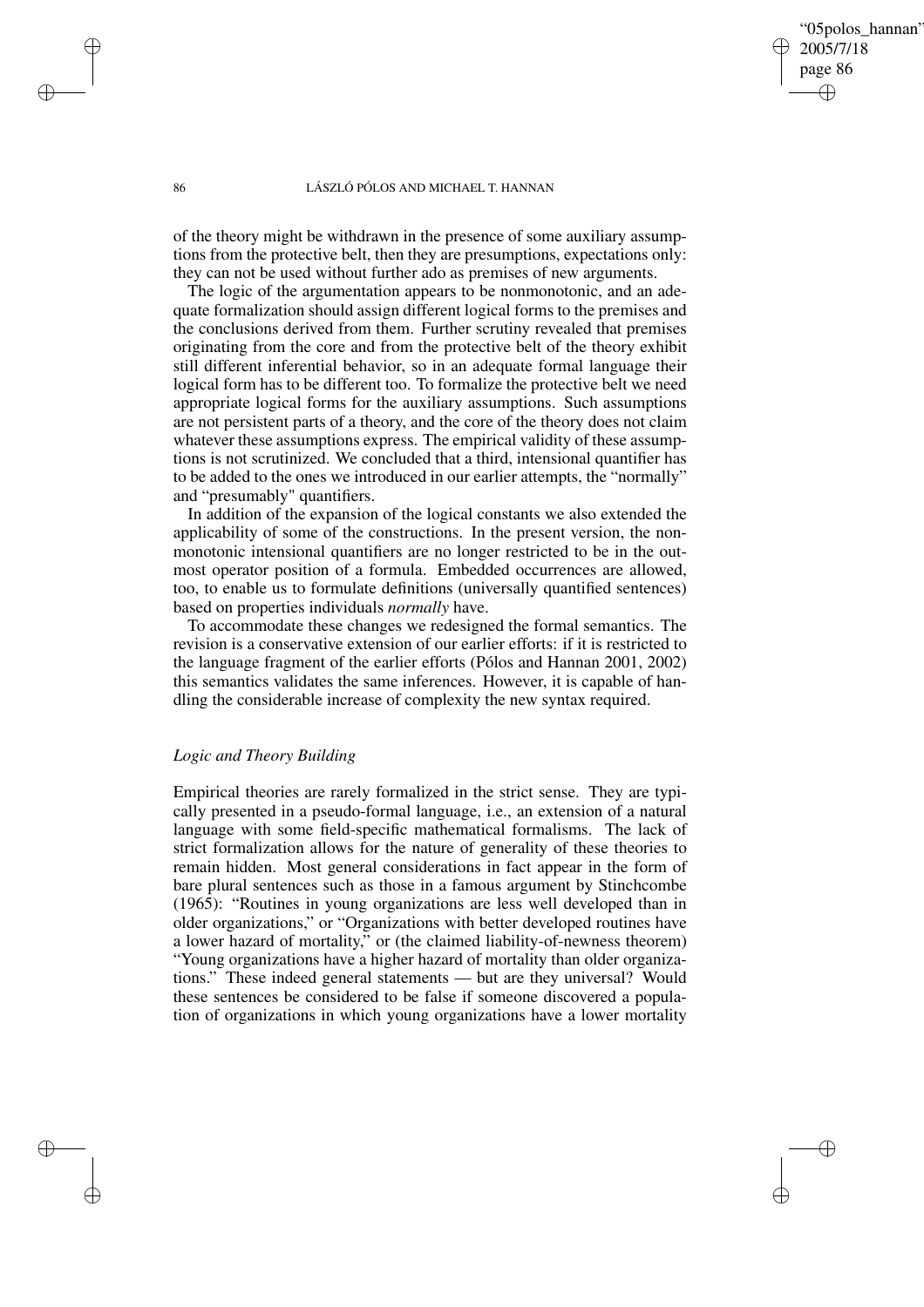of the theory might be withdrawn in the presence of some auxiliary assumptions from the protective belt, then they are presumptions, expectations only: they can not be used without further ado as premises of new arguments.

The logic of the argumentation appears to be nonmonotonic, and an adequate formalization should assign different logical forms to the premises and the conclusions derived from them. Further scrutiny revealed that premises originating from the core and from the protective belt of the theory exhibit still different inferential behavior, so in an adequate formal language their logical form has to be different too. To formalize the protective belt we need appropriate logical forms for the auxiliary assumptions. Such assumptions are not persistent parts of a theory, and the core of the theory does not claim whatever these assumptions express. The empirical validity of these assumptions is not scrutinized. We concluded that a third, intensional quantifier has to be added to the ones we introduced in our earlier attempts, the "normally" and "presumably" quantifiers.

In addition of the expansion of the logical constants we also extended the applicability of some of the constructions. In the present version, the nonmonotonic intensional quantifiers are no longer restricted to be in the outmost operator position of a formula. Embedded occurrences are allowed, too, to enable us to formulate definitions (universally quantified sentences) based on properties individuals *normally* have.

To accommodate these changes we redesigned the formal semantics. The revision is a conservative extension of our earlier efforts: if it is restricted to the language fragment of the earlier efforts (Pólos and Hannan 2001, 2002) this semantics validates the same inferences. However, it is capable of handling the considerable increase of complexity the new syntax required.

### *Logic and Theory Building*

Empirical theories are rarely formalized in the strict sense. They are typically presented in a pseudo-formal language, i.e., an extension of a natural language with some field-specific mathematical formalisms. The lack of strict formalization allows for the nature of generality of these theories to remain hidden. Most general considerations in fact appear in the form of bare plural sentences such as those in a famous argument by Stinchcombe (1965): "Routines in young organizations are less well developed than in older organizations," or "Organizations with better developed routines have a lower hazard of mortality," or (the claimed liability-of-newness theorem) "Young organizations have a higher hazard of mortality than older organizations." These indeed general statements — but are they universal? Would these sentences be considered to be false if someone discovered a population of organizations in which young organizations have a lower mortality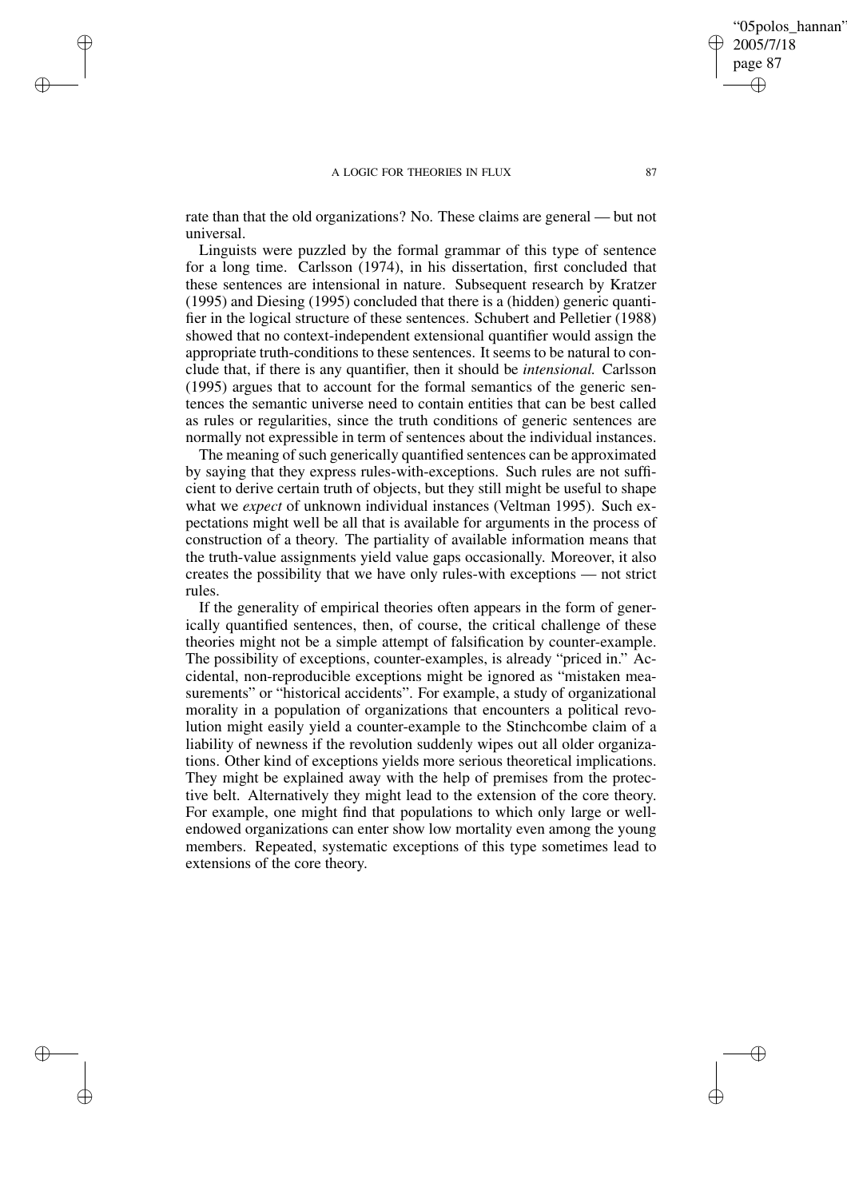rate than that the old organizations? No. These claims are general — but not universal.

Linguists were puzzled by the formal grammar of this type of sentence for a long time. Carlsson (1974), in his dissertation, first concluded that these sentences are intensional in nature. Subsequent research by Kratzer (1995) and Diesing (1995) concluded that there is a (hidden) generic quantifier in the logical structure of these sentences. Schubert and Pelletier (1988) showed that no context-independent extensional quantifier would assign the appropriate truth-conditions to these sentences. It seems to be natural to conclude that, if there is any quantifier, then it should be *intensional.* Carlsson (1995) argues that to account for the formal semantics of the generic sentences the semantic universe need to contain entities that can be best called as rules or regularities, since the truth conditions of generic sentences are normally not expressible in term of sentences about the individual instances.

The meaning of such generically quantified sentences can be approximated by saying that they express rules-with-exceptions. Such rules are not sufficient to derive certain truth of objects, but they still might be useful to shape what we *expect* of unknown individual instances (Veltman 1995). Such expectations might well be all that is available for arguments in the process of construction of a theory. The partiality of available information means that the truth-value assignments yield value gaps occasionally. Moreover, it also creates the possibility that we have only rules-with exceptions — not strict rules.

If the generality of empirical theories often appears in the form of generically quantified sentences, then, of course, the critical challenge of these theories might not be a simple attempt of falsification by counter-example. The possibility of exceptions, counter-examples, is already "priced in." Accidental, non-reproducible exceptions might be ignored as "mistaken measurements" or "historical accidents". For example, a study of organizational morality in a population of organizations that encounters a political revolution might easily yield a counter-example to the Stinchcombe claim of a liability of newness if the revolution suddenly wipes out all older organizations. Other kind of exceptions yields more serious theoretical implications. They might be explained away with the help of premises from the protective belt. Alternatively they might lead to the extension of the core theory. For example, one might find that populations to which only large or well-endowed organizations can enter show low mortality even among the young members. Repeated, systematic exceptions of this type sometimes lead to extensions of the core theory.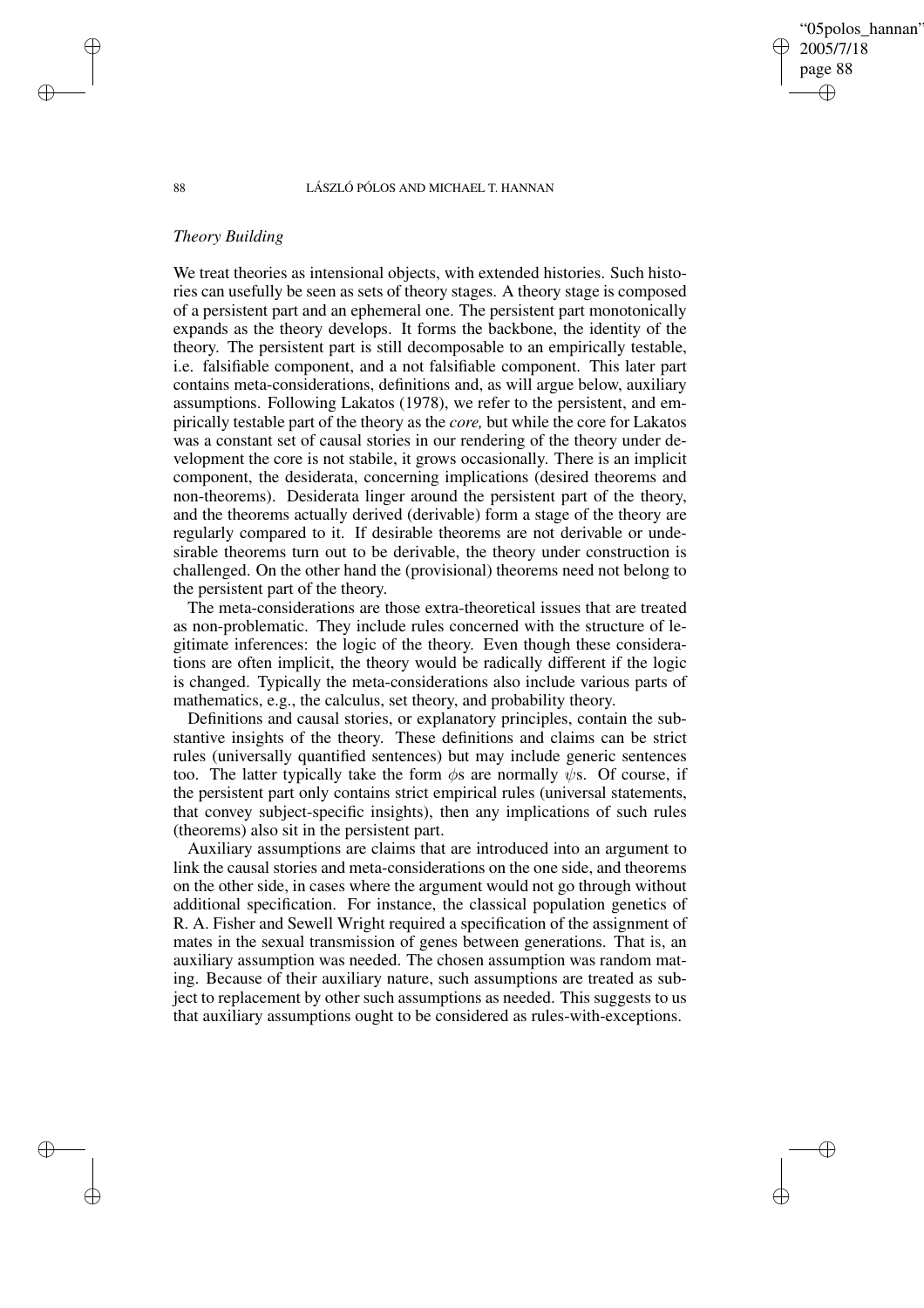*Theory Building*

We treat theories as intensional objects, with extended histories. Such histories can usefully be seen as sets of theory stages. A theory stage is composed of a persistent part and an ephemeral one. The persistent part monotonically expands as the theory develops. It forms the backbone, the identity of the theory. The persistent part is still decomposable to an empirically testable, i.e. falsifiable component, and a not falsifiable component. This later part contains meta-considerations, definitions and, as will argue below, auxiliary assumptions. Following Lakatos (1978), we refer to the persistent, and empirically testable part of the theory as the *core,* but while the core for Lakatos was a constant set of causal stories in our rendering of the theory under development the core is not stabile, it grows occasionally. There is an implicit component, the desiderata, concerning implications (desired theorems and non-theorems). Desiderata linger around the persistent part of the theory, and the theorems actually derived (derivable) form a stage of the theory are regularly compared to it. If desirable theorems are not derivable or undesirable theorems turn out to be derivable, the theory under construction is challenged. On the other hand the (provisional) theorems need not belong to the persistent part of the theory.

The meta-considerations are those extra-theoretical issues that are treated as non-problematic. They include rules concerned with the structure of legitimate inferences: the logic of the theory. Even though these considerations are often implicit, the theory would be radically different if the logic is changed. Typically the meta-considerations also include various parts of mathematics, e.g., the calculus, set theory, and probability theory.

Definitions and causal stories, or explanatory principles, contain the substantive insights of the theory. These definitions and claims can be strict rules (universally quantified sentences) but may include generic sentences too. The latter typically take the form $\phi$s are normally $\psi$s. Of course, if the persistent part only contains strict empirical rules (universal statements, that convey subject-specific insights), then any implications of such rules (theorems) also sit in the persistent part.

Auxiliary assumptions are claims that are introduced into an argument to link the causal stories and meta-considerations on the one side, and theorems on the other side, in cases where the argument would not go through without additional specification. For instance, the classical population genetics of R. A. Fisher and Sewell Wright required a specification of the assignment of mates in the sexual transmission of genes between generations. That is, an auxiliary assumption was needed. The chosen assumption was random mating. Because of their auxiliary nature, such assumptions are treated as subject to replacement by other such assumptions as needed. This suggests to us that auxiliary assumptions ought to be considered as rules-with-exceptions.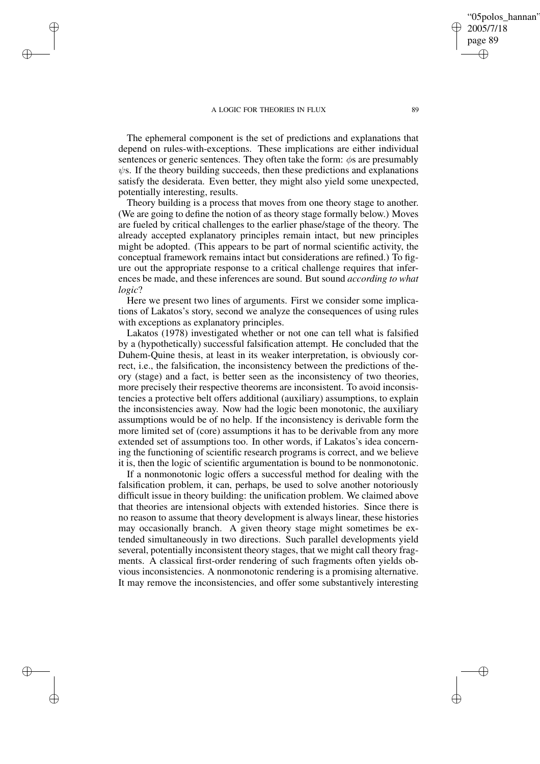The ephemeral component is the set of predictions and explanations that depend on rules-with-exceptions. These implications are either individual sentences or generic sentences. They often take the form: $\phi$s are presumably $\psi$s. If the theory building succeeds, then these predictions and explanations satisfy the desiderata. Even better, they might also yield some unexpected, potentially interesting, results.

Theory building is a process that moves from one theory stage to another. (We are going to define the notion of as theory stage formally below.) Moves are fueled by critical challenges to the earlier phase/stage of the theory. The already accepted explanatory principles remain intact, but new principles might be adopted. (This appears to be part of normal scientific activity, the conceptual framework remains intact but considerations are refined.) To figure out the appropriate response to a critical challenge requires that inferences be made, and these inferences are sound. But sound *according to what logic*?

Here we present two lines of arguments. First we consider some implications of Lakatos's story, second we analyze the consequences of using rules with exceptions as explanatory principles.

Lakatos (1978) investigated whether or not one can tell what is falsified by a (hypothetically) successful falsification attempt. He concluded that the Duhem-Quine thesis, at least in its weaker interpretation, is obviously correct, i.e., the falsification, the inconsistency between the predictions of theory (stage) and a fact, is better seen as the inconsistency of two theories, more precisely their respective theorems are inconsistent. To avoid inconsistencies a protective belt offers additional (auxiliary) assumptions, to explain the inconsistencies away. Now had the logic been monotonic, the auxiliary assumptions would be of no help. If the inconsistency is derivable form the more limited set of (core) assumptions it has to be derivable from any more extended set of assumptions too. In other words, if Lakatos's idea concerning the functioning of scientific research programs is correct, and we believe it is, then the logic of scientific argumentation is bound to be nonmonotonic.

If a nonmonotonic logic offers a successful method for dealing with the falsification problem, it can, perhaps, be used to solve another notoriously difficult issue in theory building: the unification problem. We claimed above that theories are intensional objects with extended histories. Since there is no reason to assume that theory development is always linear, these histories may occasionally branch. A given theory stage might sometimes be extended simultaneously in two directions. Such parallel developments yield several, potentially inconsistent theory stages, that we might call theory fragments. A classical first-order rendering of such fragments often yields obvious inconsistencies. A nonmonotonic rendering is a promising alternative. It may remove the inconsistencies, and offer some substantively interesting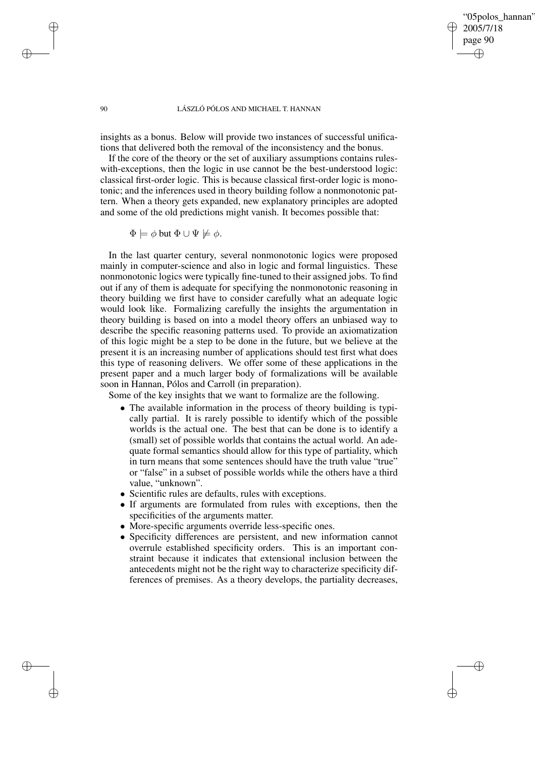insights as a bonus. Below will provide two instances of successful unifications that delivered both the removal of the inconsistency and the bonus.

If the core of the theory or the set of auxiliary assumptions contains rules-with-exceptions, then the logic in use cannot be the best-understood logic: classical first-order logic. This is because classical first-order logic is monotonic; and the inferences used in theory building follow a nonmonotonic pattern. When a theory gets expanded, new explanatory principles are adopted and some of the old predictions might vanish. It becomes possible that:

$$\Phi \models \phi \text{ but } \Phi \cup \Psi \not\models \phi.$$

In the last quarter century, several nonmonotonic logics were proposed mainly in computer-science and also in logic and formal linguistics. These nonmonotonic logics were typically fine-tuned to their assigned jobs. To find out if any of them is adequate for specifying the nonmonotonic reasoning in theory building we first have to consider carefully what an adequate logic would look like. Formalizing carefully the insights the argumentation in theory building is based on into a model theory offers an unbiased way to describe the specific reasoning patterns used. To provide an axiomatization of this logic might be a step to be done in the future, but we believe at the present it is an increasing number of applications should test first what does this type of reasoning delivers. We offer some of these applications in the present paper and a much larger body of formalizations will be available soon in Hannan, Pólos and Carroll (in preparation).

Some of the key insights that we want to formalize are the following.

- The available information in the process of theory building is typically partial. It is rarely possible to identify which of the possible worlds is the actual one. The best that can be done is to identify a (small) set of possible worlds that contains the actual world. An adequate formal semantics should allow for this type of partiality, which in turn means that some sentences should have the truth value "true" or "false" in a subset of possible worlds while the others have a third value, "unknown".
- Scientific rules are defaults, rules with exceptions.
- If arguments are formulated from rules with exceptions, then the specificities of the arguments matter.
- More-specific arguments override less-specific ones.
- Specificity differences are persistent, and new information cannot overrule established specificity orders. This is an important constraint because it indicates that extensional inclusion between the antecedents might not be the right way to characterize specificity differences of premises. As a theory develops, the partiality decreases,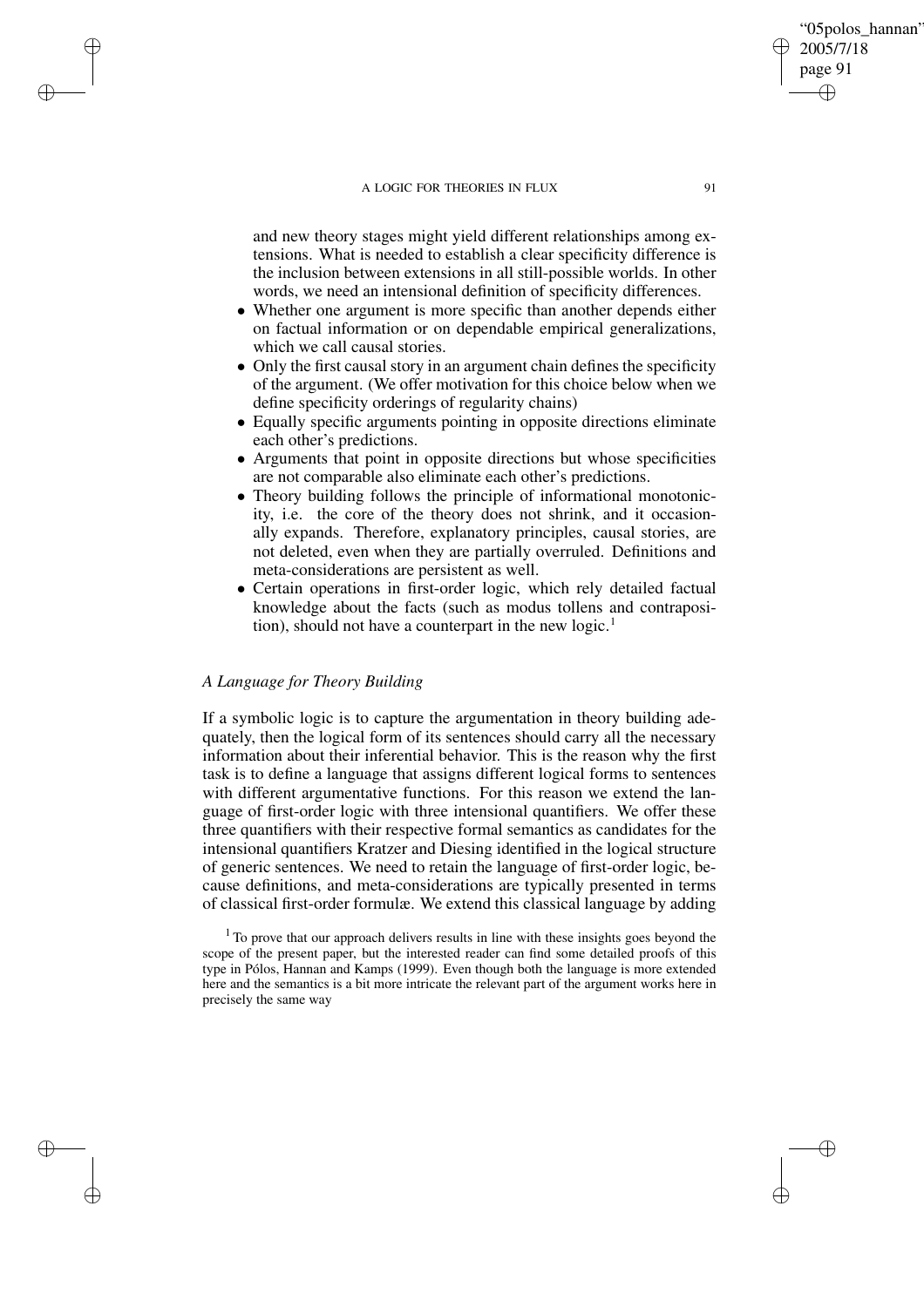and new theory stages might yield different relationships among extensions. What is needed to establish a clear specificity difference is the inclusion between extensions in all still-possible worlds. In other words, we need an intensional definition of specificity differences.

- Whether one argument is more specific than another depends either on factual information or on dependable empirical generalizations, which we call causal stories.
- Only the first causal story in an argument chain defines the specificity of the argument. (We offer motivation for this choice below when we define specificity orderings of regularity chains)
- Equally specific arguments pointing in opposite directions eliminate each other's predictions.
- Arguments that point in opposite directions but whose specificities are not comparable also eliminate each other's predictions.
- Theory building follows the principle of informational monotonicity, i.e. the core of the theory does not shrink, and it occasionally expands. Therefore, explanatory principles, causal stories, are not deleted, even when they are partially overruled. Definitions and meta-considerations are persistent as well.
- Certain operations in first-order logic, which rely detailed factual knowledge about the facts (such as modus tollens and contraposition), should not have a counterpart in the new logic.[1]

### *A Language for Theory Building*

If a symbolic logic is to capture the argumentation in theory building adequately, then the logical form of its sentences should carry all the necessary information about their inferential behavior. This is the reason why the first task is to define a language that assigns different logical forms to sentences with different argumentative functions. For this reason we extend the language of first-order logic with three intensional quantifiers. We offer these three quantifiers with their respective formal semantics as candidates for the intensional quantifiers Kratzer and Diesing identified in the logical structure of generic sentences. We need to retain the language of first-order logic, because definitions, and meta-considerations are typically presented in terms of classical first-order formulæ. We extend this classical language by adding

[1] To prove that our approach delivers results in line with these insights goes beyond the scope of the present paper, but the interested reader can find some detailed proofs of this type in Pólos, Hannan and Kamps (1999). Even though both the language is more extended here and the semantics is a bit more intricate the relevant part of the argument works here in precisely the same way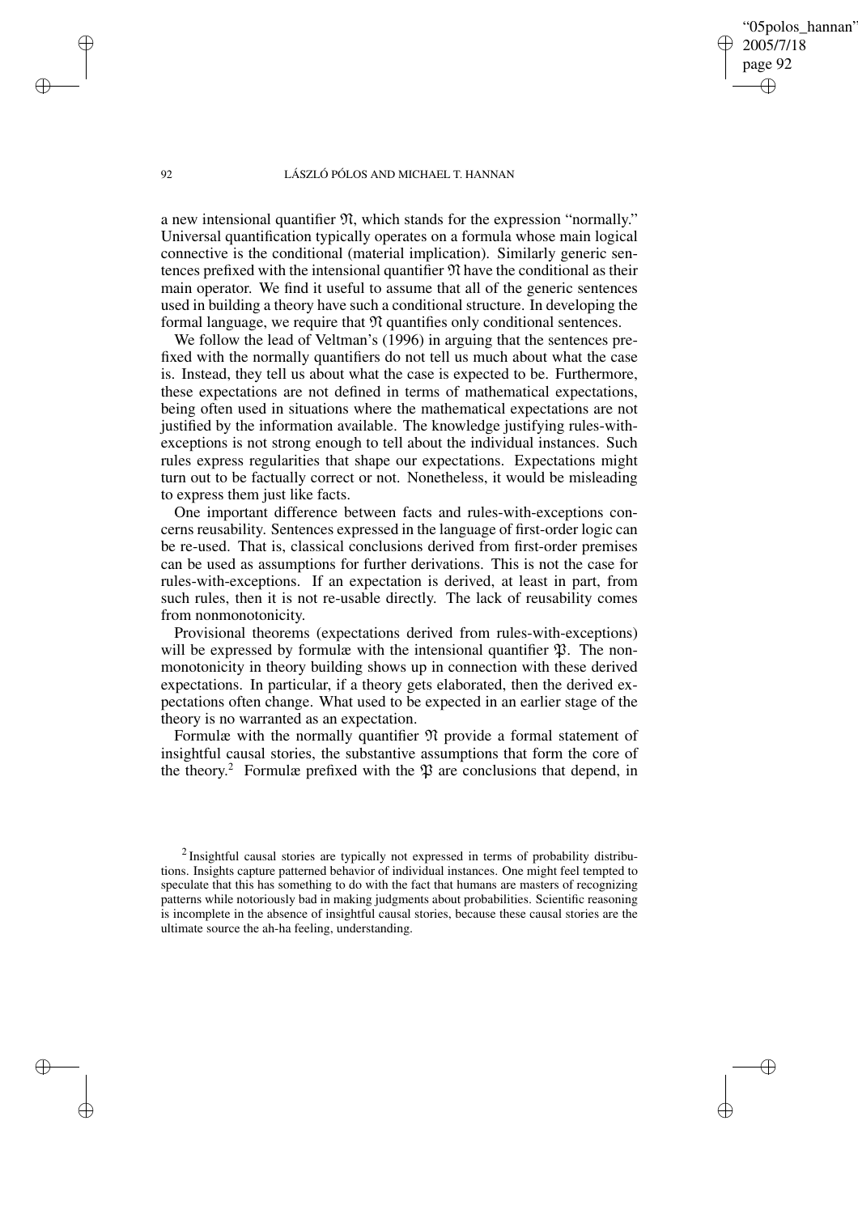a new intensional quantifier $\mathfrak{N}$, which stands for the expression "normally." Universal quantification typically operates on a formula whose main logical connective is the conditional (material implication). Similarly generic sentences prefixed with the intensional quantifier $\mathfrak{N}$ have the conditional as their main operator. We find it useful to assume that all of the generic sentences used in building a theory have such a conditional structure. In developing the formal language, we require that $\mathfrak{N}$ quantifies only conditional sentences.

We follow the lead of Veltman's (1996) in arguing that the sentences prefixed with the normally quantifiers do not tell us much about what the case is. Instead, they tell us about what the case is expected to be. Furthermore, these expectations are not defined in terms of mathematical expectations, being often used in situations where the mathematical expectations are not justified by the information available. The knowledge justifying rules-with-exceptions is not strong enough to tell about the individual instances. Such rules express regularities that shape our expectations. Expectations might turn out to be factually correct or not. Nonetheless, it would be misleading to express them just like facts.

One important difference between facts and rules-with-exceptions concerns reusability. Sentences expressed in the language of first-order logic can be re-used. That is, classical conclusions derived from first-order premises can be used as assumptions for further derivations. This is not the case for rules-with-exceptions. If an expectation is derived, at least in part, from such rules, then it is not re-usable directly. The lack of reusability comes from nonmonotonicity.

Provisional theorems (expectations derived from rules-with-exceptions) will be expressed by formulæ with the intensional quantifier $\mathfrak{P}$. The nonmonotonicity in theory building shows up in connection with these derived expectations. In particular, if a theory gets elaborated, then the derived expectations often change. What used to be expected in an earlier stage of the theory is no warranted as an expectation.

Formulæ with the normally quantifier $\mathfrak{N}$ provide a formal statement of insightful causal stories, the substantive assumptions that form the core of the theory.[2] Formulæ prefixed with the $\mathfrak{P}$ are conclusions that depend, in

[2] Insightful causal stories are typically not expressed in terms of probability distributions. Insights capture patterned behavior of individual instances. One might feel tempted to speculate that this has something to do with the fact that humans are masters of recognizing patterns while notoriously bad in making judgments about probabilities. Scientific reasoning is incomplete in the absence of insightful causal stories, because these causal stories are the ultimate source the ah-ha feeling, understanding.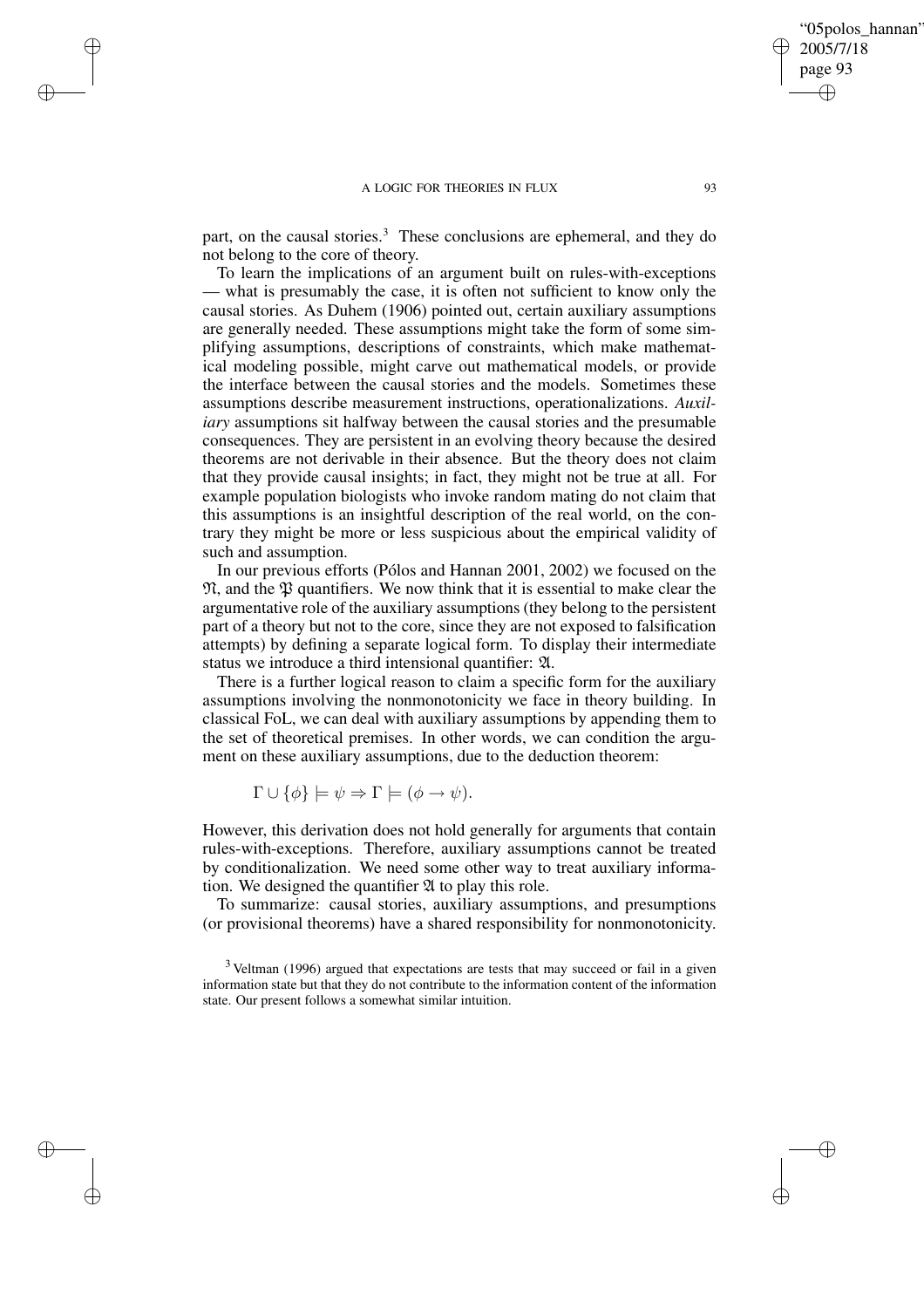part, on the causal stories.[3] These conclusions are ephemeral, and they do not belong to the core of theory.

To learn the implications of an argument built on rules-with-exceptions — what is presumably the case, it is often not sufficient to know only the causal stories. As Duhem (1906) pointed out, certain auxiliary assumptions are generally needed. These assumptions might take the form of some simplifying assumptions, descriptions of constraints, which make mathematical modeling possible, might carve out mathematical models, or provide the interface between the causal stories and the models. Sometimes these assumptions describe measurement instructions, operationalizations. *Auxiliary* assumptions sit halfway between the causal stories and the presumable consequences. They are persistent in an evolving theory because the desired theorems are not derivable in their absence. But the theory does not claim that they provide causal insights; in fact, they might not be true at all. For example population biologists who invoke random mating do not claim that this assumptions is an insightful description of the real world, on the contrary they might be more or less suspicious about the empirical validity of such and assumption.

In our previous efforts (Pólos and Hannan 2001, 2002) we focused on the $\mathfrak{N}$, and the $\mathfrak{P}$ quantifiers. We now think that it is essential to make clear the argumentative role of the auxiliary assumptions (they belong to the persistent part of a theory but not to the core, since they are not exposed to falsification attempts) by defining a separate logical form. To display their intermediate status we introduce a third intensional quantifier: $\mathfrak{A}$.

There is a further logical reason to claim a specific form for the auxiliary assumptions involving the nonmonotonicity we face in theory building. In classical FoL, we can deal with auxiliary assumptions by appending them to the set of theoretical premises. In other words, we can condition the argument on these auxiliary assumptions, due to the deduction theorem:

$$\Gamma \cup \{\phi\} \models \psi \Rightarrow \Gamma \models (\phi \rightarrow \psi).$$

However, this derivation does not hold generally for arguments that contain rules-with-exceptions. Therefore, auxiliary assumptions cannot be treated by conditionalization. We need some other way to treat auxiliary information. We designed the quantifier $\mathfrak{A}$ to play this role.

To summarize: causal stories, auxiliary assumptions, and presumptions (or provisional theorems) have a shared responsibility for nonmonotonicity.

[3] Veltman (1996) argued that expectations are tests that may succeed or fail in a given information state but that they do not contribute to the information content of the information state. Our present follows a somewhat similar intuition.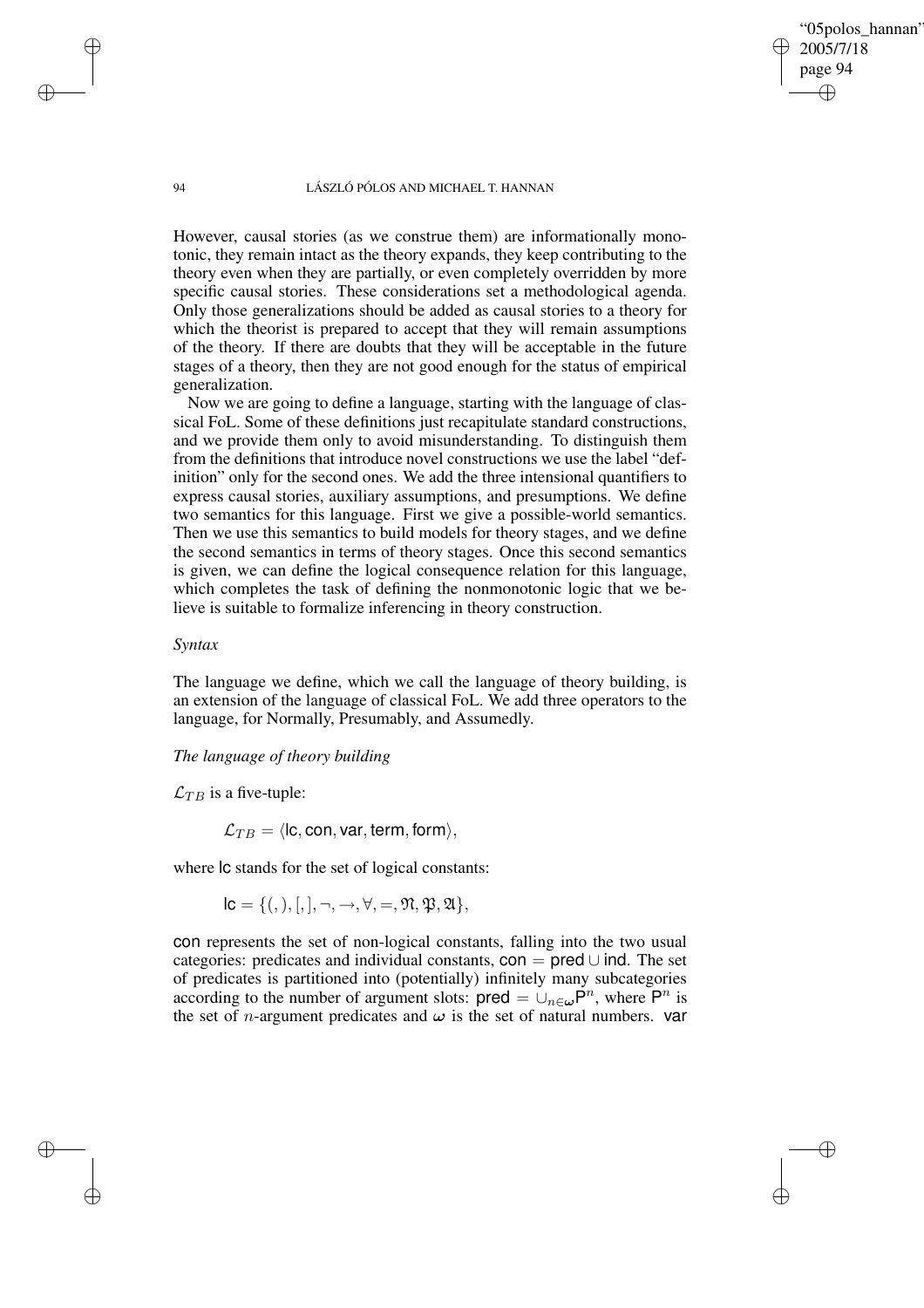However, causal stories (as we construe them) are informationally monotonic, they remain intact as the theory expands, they keep contributing to the theory even when they are partially, or even completely overridden by more specific causal stories. These considerations set a methodological agenda. Only those generalizations should be added as causal stories to a theory for which the theorist is prepared to accept that they will remain assumptions of the theory. If there are doubts that they will be acceptable in the future stages of a theory, then they are not good enough for the status of empirical generalization.

Now we are going to define a language, starting with the language of classical FoL. Some of these definitions just recapitulate standard constructions, and we provide them only to avoid misunderstanding. To distinguish them from the definitions that introduce novel constructions we use the label "definition" only for the second ones. We add the three intensional quantifiers to express causal stories, auxiliary assumptions, and presumptions. We define two semantics for this language. First we give a possible-world semantics. Then we use this semantics to build models for theory stages, and we define the second semantics in terms of theory stages. Once this second semantics is given, we can define the logical consequence relation for this language, which completes the task of defining the nonmonotonic logic that we believe is suitable to formalize inferencing in theory construction.

*Syntax*

The language we define, which we call the language of theory building, is an extension of the language of classical FoL. We add three operators to the language, for Normally, Presumably, and Assumedly.

*The language of theory building*

$\mathcal{L}_{TB}$ is a five-tuple:

$$\mathcal{L}_{TB} = \langle \mathsf{lc}, \mathsf{con}, \mathsf{var}, \mathsf{term}, \mathsf{form} \rangle,$$

where $\mathsf{lc}$ stands for the set of logical constants:

$$\mathsf{lc} = \{(,), [,], \neg, \rightarrow, \forall, =, \mathfrak{N}, \mathfrak{P}, \mathfrak{A}\},$$

$\mathsf{con}$ represents the set of non-logical constants, falling into the two usual categories: predicates and individual constants, $\mathsf{con} = \mathsf{pred} \cup \mathsf{ind}$. The set of predicates is partitioned into (potentially) infinitely many subcategories according to the number of argument slots: $\mathsf{pred} = \cup_{n \in \boldsymbol{\omega}} \mathsf{P}^n$, where $\mathsf{P}^n$ is the set of $n$-argument predicates and $\boldsymbol{\omega}$ is the set of natural numbers. $\mathsf{var}$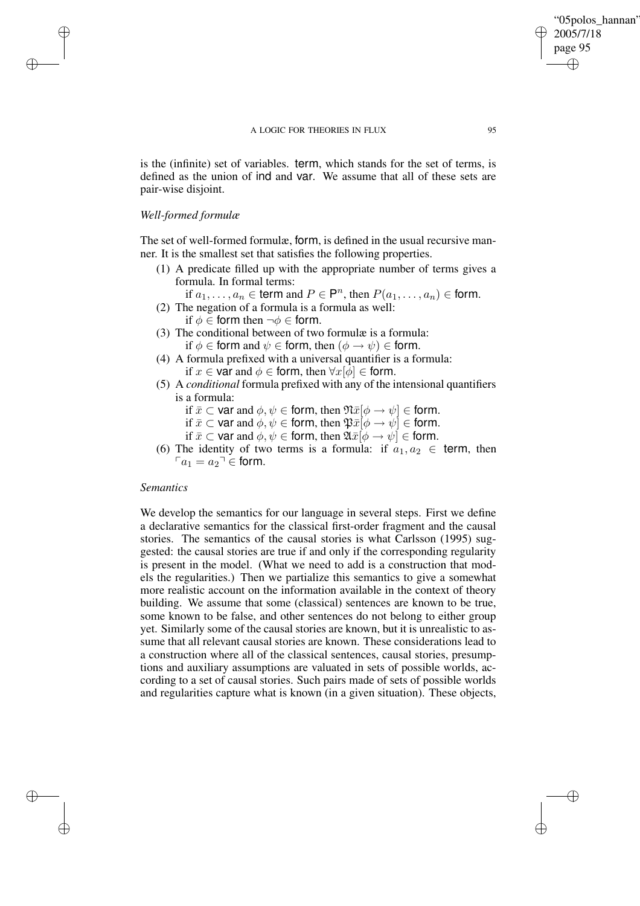is the (infinite) set of variables. term, which stands for the set of terms, is defined as the union of ind and var. We assume that all of these sets are pair-wise disjoint.

*Well-formed formulæ*

The set of well-formed formulæ, form, is defined in the usual recursive manner. It is the smallest set that satisfies the following properties.

(1) A predicate filled up with the appropriate number of terms gives a formula. In formal terms:
  if $a_1, \ldots, a_n \in \mathsf{term}$ and $P \in \mathsf{P}^n$, then $P(a_1, \ldots, a_n) \in \mathsf{form}$.
(2) The negation of a formula is a formula as well:
  if $\phi \in \mathsf{form}$ then $\neg\phi \in \mathsf{form}$.
(3) The conditional between of two formulæ is a formula:
  if $\phi \in \mathsf{form}$ and $\psi \in \mathsf{form}$, then $(\phi \rightarrow \psi) \in \mathsf{form}$.
(4) A formula prefixed with a universal quantifier is a formula:
  if $x \in \mathsf{var}$ and $\phi \in \mathsf{form}$, then $\forall x[\phi] \in \mathsf{form}$.
(5) A *conditional* formula prefixed with any of the intensional quantifiers is a formula:
  if $\bar{x} \subset \mathsf{var}$ and $\phi, \psi \in \mathsf{form}$, then $\mathfrak{N}\bar{x}[\phi \rightarrow \psi] \in \mathsf{form}$.
  if $\bar{x} \subset \mathsf{var}$ and $\phi, \psi \in \mathsf{form}$, then $\mathfrak{P}\bar{x}[\phi \rightarrow \psi] \in \mathsf{form}$.
  if $\bar{x} \subset \mathsf{var}$ and $\phi, \psi \in \mathsf{form}$, then $\mathfrak{A}\bar{x}[\phi \rightarrow \psi] \in \mathsf{form}$.
(6) The identity of two terms is a formula: if $a_1, a_2 \in \mathsf{term}$, then $\ulcorner a_1 = a_2 \urcorner \in \mathsf{form}$.

*Semantics*

We develop the semantics for our language in several steps. First we define a declarative semantics for the classical first-order fragment and the causal stories. The semantics of the causal stories is what Carlsson (1995) suggested: the causal stories are true if and only if the corresponding regularity is present in the model. (What we need to add is a construction that models the regularities.) Then we partialize this semantics to give a somewhat more realistic account on the information available in the context of theory building. We assume that some (classical) sentences are known to be true, some known to be false, and other sentences do not belong to either group yet. Similarly some of the causal stories are known, but it is unrealistic to assume that all relevant causal stories are known. These considerations lead to a construction where all of the classical sentences, causal stories, presumptions and auxiliary assumptions are valuated in sets of possible worlds, according to a set of causal stories. Such pairs made of sets of possible worlds and regularities capture what is known (in a given situation). These objects,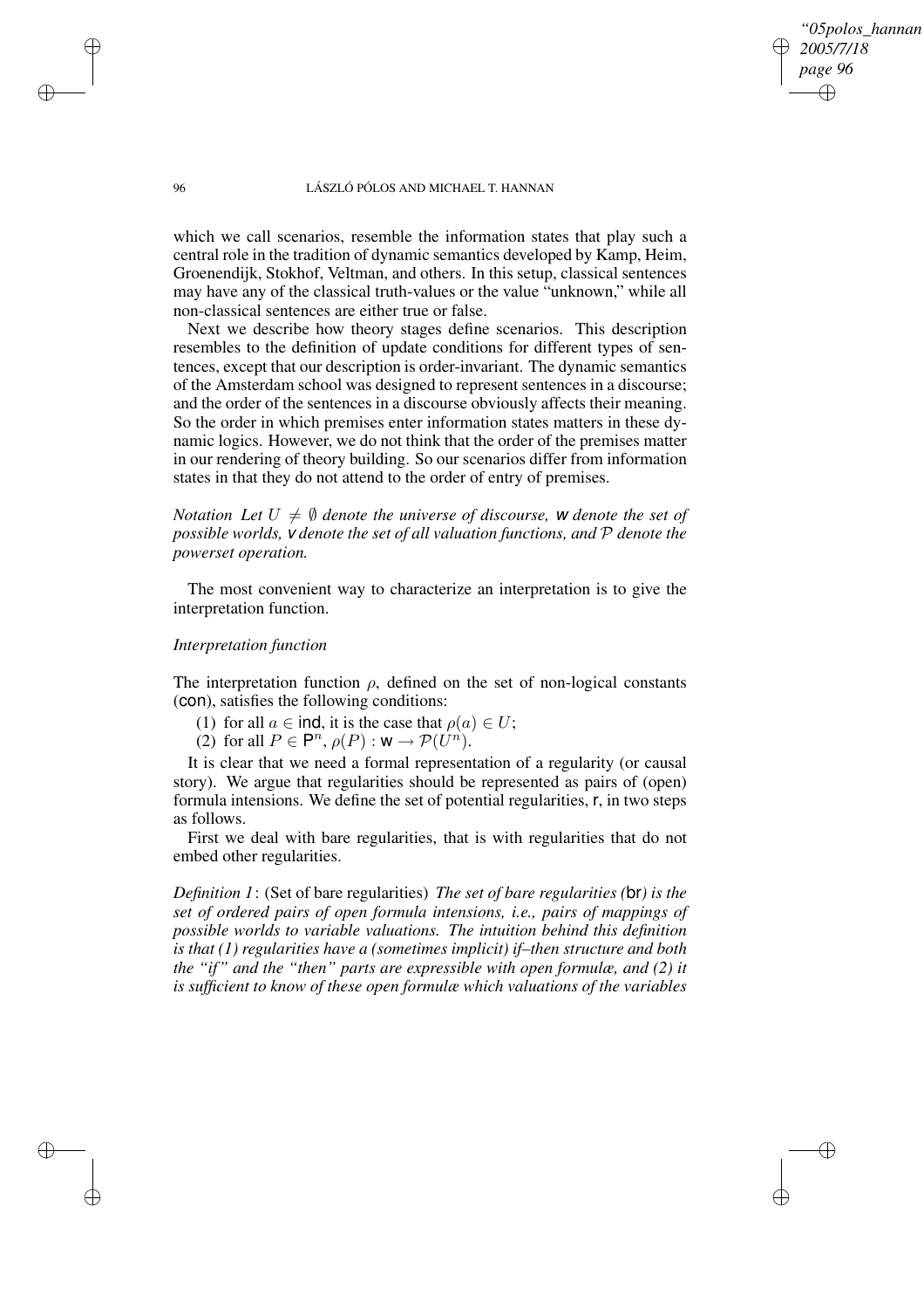which we call scenarios, resemble the information states that play such a central role in the tradition of dynamic semantics developed by Kamp, Heim, Groenendijk, Stokhof, Veltman, and others. In this setup, classical sentences may have any of the classical truth-values or the value "unknown," while all non-classical sentences are either true or false.

Next we describe how theory stages define scenarios. This description resembles to the definition of update conditions for different types of sentences, except that our description is order-invariant. The dynamic semantics of the Amsterdam school was designed to represent sentences in a discourse; and the order of the sentences in a discourse obviously affects their meaning. So the order in which premises enter information states matters in these dynamic logics. However, we do not think that the order of the premises matter in our rendering of theory building. So our scenarios differ from information states in that they do not attend to the order of entry of premises.

*Notation Let $U \neq \emptyset$ denote the universe of discourse,* $\mathsf{w}$ *denote the set of possible worlds,* $\mathsf{v}$ *denote the set of all valuation functions, and* $\mathcal{P}$ *denote the powerset operation.*

The most convenient way to characterize an interpretation is to give the interpretation function.

*Interpretation function*

The interpretation function $\rho$, defined on the set of non-logical constants ($\mathsf{con}$), satisfies the following conditions:

(1) for all $a \in \mathsf{ind}$, it is the case that $\rho(a) \in U$;
(2) for all $P \in \mathsf{P}^n$, $\rho(P) : \mathsf{w} \rightarrow \mathcal{P}(U^n)$.

It is clear that we need a formal representation of a regularity (or causal story). We argue that regularities should be represented as pairs of (open) formula intensions. We define the set of potential regularities, $\mathsf{r}$, in two steps as follows.

First we deal with bare regularities, that is with regularities that do not embed other regularities.

*Definition 1*: (Set of bare regularities) *The set of bare regularities (*$\mathsf{br}$*) is the set of ordered pairs of open formula intensions, i.e., pairs of mappings of possible worlds to variable valuations. The intuition behind this definition is that (1) regularities have a (sometimes implicit) if–then structure and both the "if" and the "then" parts are expressible with open formulæ, and (2) it is sufficient to know of these open formulæ which valuations of the variables*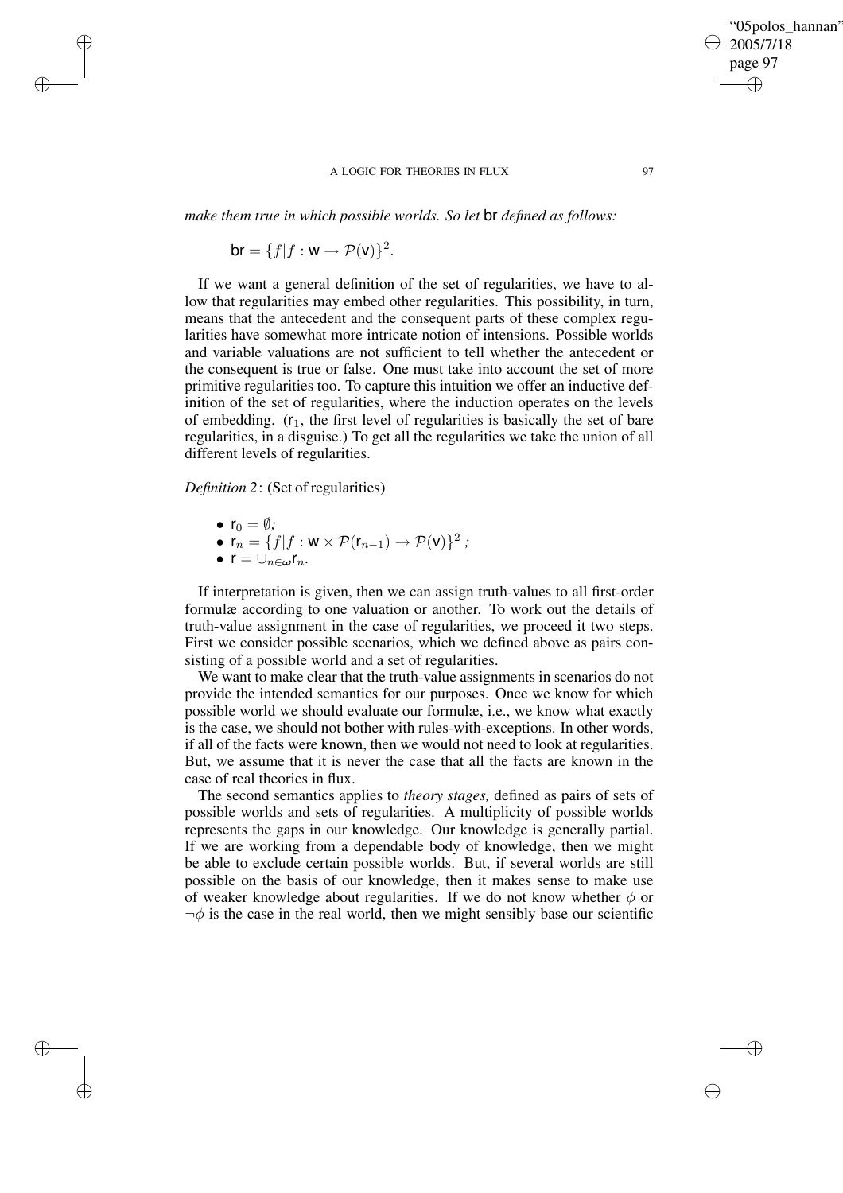*make them true in which possible worlds. So let* br *defined as follows:*

$$\mathsf{br} = \{f | f : \mathsf{w} \rightarrow \mathcal{P}(\mathsf{v})\}^2.$$

If we want a general definition of the set of regularities, we have to allow that regularities may embed other regularities. This possibility, in turn, means that the antecedent and the consequent parts of these complex regularities have somewhat more intricate notion of intensions. Possible worlds and variable valuations are not sufficient to tell whether the antecedent or the consequent is true or false. One must take into account the set of more primitive regularities too. To capture this intuition we offer an inductive definition of the set of regularities, where the induction operates on the levels of embedding. ($\mathsf{r}_1$, the first level of regularities is basically the set of bare regularities, in a disguise.) To get all the regularities we take the union of all different levels of regularities.

*Definition 2*: (Set of regularities)

- $\mathsf{r}_0 = \emptyset$*;*
- $\mathsf{r}_n = \{f | f : \mathsf{w} \times \mathcal{P}(\mathsf{r}_{n-1}) \rightarrow \mathcal{P}(\mathsf{v})\}^2$ *;*
- $\mathsf{r} = \cup_{n \in \boldsymbol{\omega}} \mathsf{r}_n$.

If interpretation is given, then we can assign truth-values to all first-order formulæ according to one valuation or another. To work out the details of truth-value assignment in the case of regularities, we proceed it two steps. First we consider possible scenarios, which we defined above as pairs consisting of a possible world and a set of regularities.

We want to make clear that the truth-value assignments in scenarios do not provide the intended semantics for our purposes. Once we know for which possible world we should evaluate our formulæ, i.e., we know what exactly is the case, we should not bother with rules-with-exceptions. In other words, if all of the facts were known, then we would not need to look at regularities. But, we assume that it is never the case that all the facts are known in the case of real theories in flux.

The second semantics applies to *theory stages,* defined as pairs of sets of possible worlds and sets of regularities. A multiplicity of possible worlds represents the gaps in our knowledge. Our knowledge is generally partial. If we are working from a dependable body of knowledge, then we might be able to exclude certain possible worlds. But, if several worlds are still possible on the basis of our knowledge, then it makes sense to make use of weaker knowledge about regularities. If we do not know whether $\phi$ or $\neg\phi$ is the case in the real world, then we might sensibly base our scientific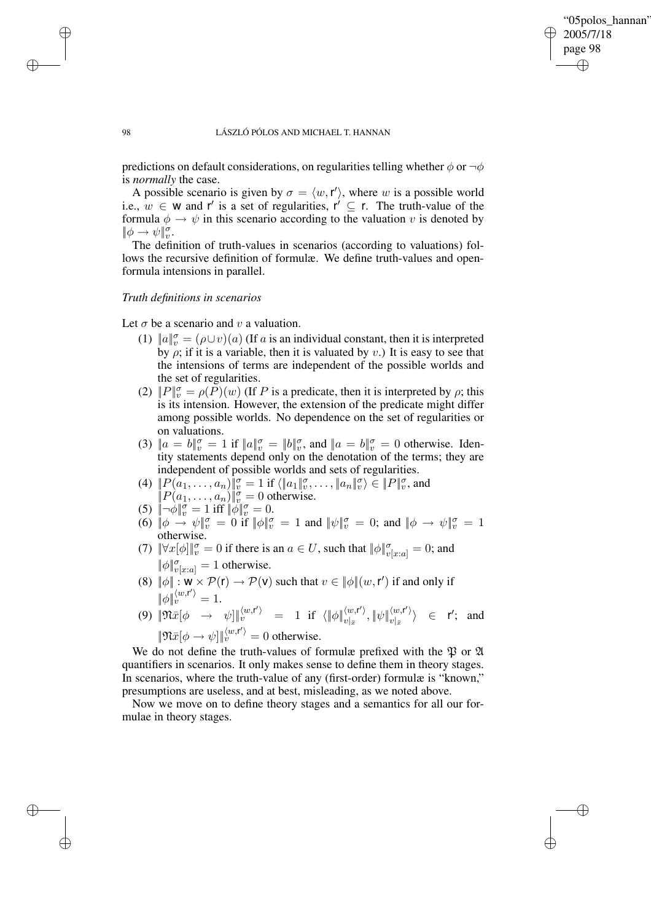predictions on default considerations, on regularities telling whether $\phi$ or $\neg\phi$ is *normally* the case.

A possible scenario is given by $\sigma = \langle w, \mathsf{r}' \rangle$, where $w$ is a possible world i.e., $w \in \mathsf{w}$ and $\mathsf{r}'$ is a set of regularities, $\mathsf{r}' \subseteq \mathsf{r}$. The truth-value of the formula $\phi \rightarrow \psi$ in this scenario according to the valuation $v$ is denoted by $\|\phi \rightarrow \psi\|_v^\sigma$.

The definition of truth-values in scenarios (according to valuations) follows the recursive definition of formulæ. We define truth-values and open-formula intensions in parallel.

*Truth definitions in scenarios*

Let $\sigma$ be a scenario and $v$ a valuation.

(1) $\|a\|_v^\sigma = (\rho \cup v)(a)$ (If $a$ is an individual constant, then it is interpreted by $\rho$; if it is a variable, then it is valuated by $v$.) It is easy to see that the intensions of terms are independent of the possible worlds and the set of regularities.

(2) $\|P\|_v^\sigma = \rho(P)(w)$ (If $P$ is a predicate, then it is interpreted by $\rho$; this is its intension. However, the extension of the predicate might differ among possible worlds. No dependence on the set of regularities or on valuations.

(3) $\|a = b\|_v^\sigma = 1$ if $\|a\|_v^\sigma = \|b\|_v^\sigma$, and $\|a = b\|_v^\sigma = 0$ otherwise. Identity statements depend only on the denotation of the terms; they are independent of possible worlds and sets of regularities.

(4) $\|P(a_1, \ldots, a_n)\|_v^\sigma = 1$ if $\langle \|a_1\|_v^\sigma, \ldots, \|a_n\|_v^\sigma \rangle \in \|P\|_v^\sigma$, and $\|P(a_1, \ldots, a_n)\|_v^\sigma = 0$ otherwise.

(5) $\|\neg\phi\|_v^\sigma = 1$ iff $\|\phi\|_v^\sigma = 0$.

(6) $\|\phi \rightarrow \psi\|_v^\sigma = 0$ if $\|\phi\|_v^\sigma = 1$ and $\|\psi\|_v^\sigma = 0$; and $\|\phi \rightarrow \psi\|_v^\sigma = 1$ otherwise.

(7) $\|\forall x[\phi]\|_v^\sigma = 0$ if there is an $a \in U$, such that $\|\phi\|_{v[x:a]}^\sigma = 0$; and $\|\phi\|_{v[x:a]}^\sigma = 1$ otherwise.

(8) $\|\phi\| : \mathsf{w} \times \mathcal{P}(\mathsf{r}) \rightarrow \mathcal{P}(\mathsf{v})$ such that $v \in \|\phi\|(w, \mathsf{r}')$ if and only if $\|\phi\|_v^{\langle w, \mathsf{r}' \rangle} = 1$.

(9) $\|\mathfrak{N}\bar{x}[\phi \rightarrow \psi]\|_v^{\langle w, \mathsf{r}' \rangle} = 1$ if $\langle \|\phi\|_{v|_{\bar{x}}}^{\langle w, \mathsf{r}' \rangle}, \|\psi\|_{v|_{\bar{x}}}^{\langle w, \mathsf{r}' \rangle} \rangle \in \mathsf{r}'$; and $\|\mathfrak{N}\bar{x}[\phi \rightarrow \psi]\|_v^{\langle w, \mathsf{r}' \rangle} = 0$ otherwise.

We do not define the truth-values of formulæ prefixed with the $\mathfrak{P}$ or $\mathfrak{A}$ quantifiers in scenarios. It only makes sense to define them in theory stages. In scenarios, where the truth-value of any (first-order) formulæ is "known," presumptions are useless, and at best, misleading, as we noted above.

Now we move on to define theory stages and a semantics for all our formulae in theory stages.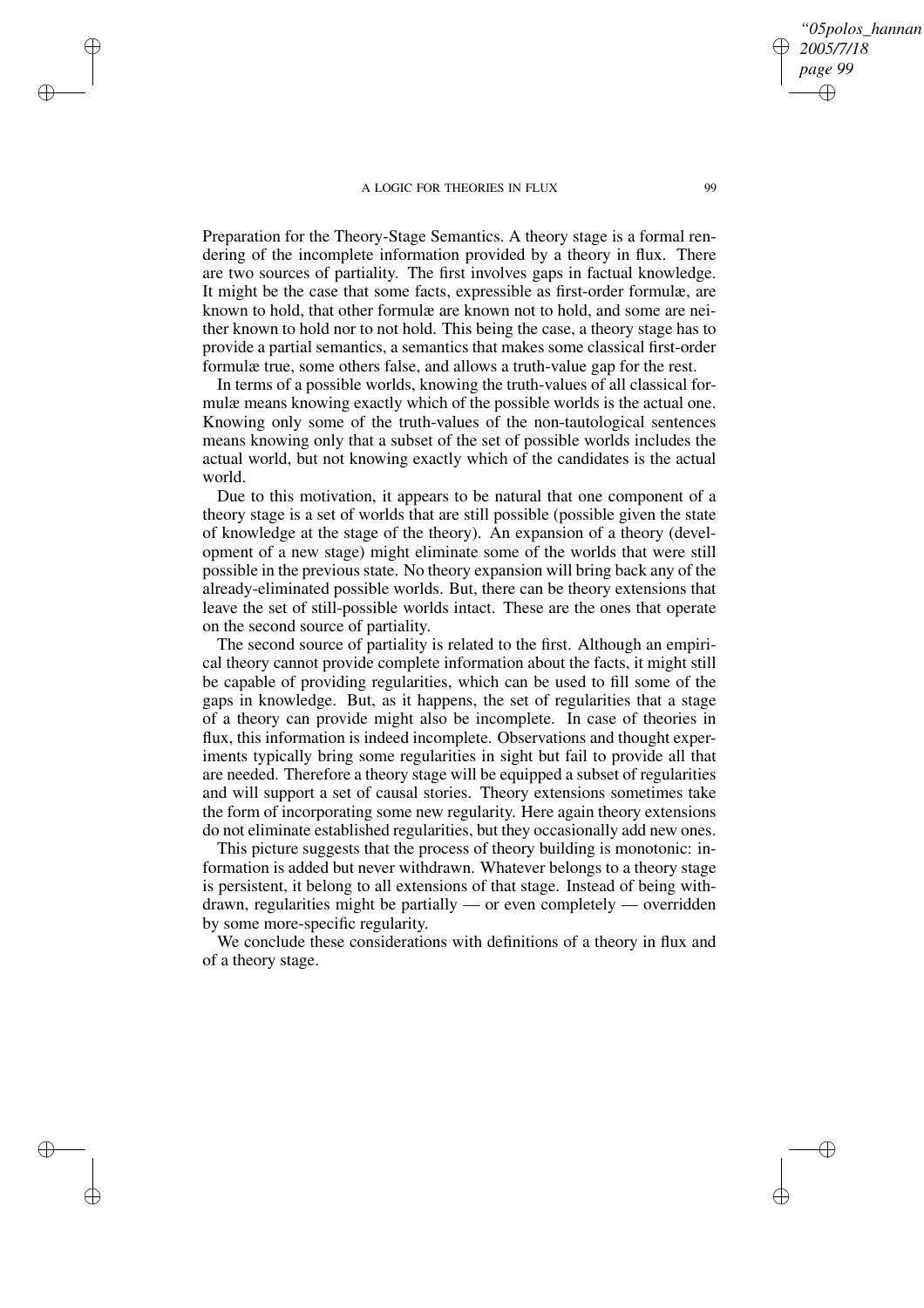Preparation for the Theory-Stage Semantics. A theory stage is a formal rendering of the incomplete information provided by a theory in flux. There are two sources of partiality. The first involves gaps in factual knowledge. It might be the case that some facts, expressible as first-order formulæ, are known to hold, that other formulæ are known not to hold, and some are neither known to hold nor to not hold. This being the case, a theory stage has to provide a partial semantics, a semantics that makes some classical first-order formulæ true, some others false, and allows a truth-value gap for the rest.

In terms of a possible worlds, knowing the truth-values of all classical formulæ means knowing exactly which of the possible worlds is the actual one. Knowing only some of the truth-values of the non-tautological sentences means knowing only that a subset of the set of possible worlds includes the actual world, but not knowing exactly which of the candidates is the actual world.

Due to this motivation, it appears to be natural that one component of a theory stage is a set of worlds that are still possible (possible given the state of knowledge at the stage of the theory). An expansion of a theory (development of a new stage) might eliminate some of the worlds that were still possible in the previous state. No theory expansion will bring back any of the already-eliminated possible worlds. But, there can be theory extensions that leave the set of still-possible worlds intact. These are the ones that operate on the second source of partiality.

The second source of partiality is related to the first. Although an empirical theory cannot provide complete information about the facts, it might still be capable of providing regularities, which can be used to fill some of the gaps in knowledge. But, as it happens, the set of regularities that a stage of a theory can provide might also be incomplete. In case of theories in flux, this information is indeed incomplete. Observations and thought experiments typically bring some regularities in sight but fail to provide all that are needed. Therefore a theory stage will be equipped a subset of regularities and will support a set of causal stories. Theory extensions sometimes take the form of incorporating some new regularity. Here again theory extensions do not eliminate established regularities, but they occasionally add new ones.

This picture suggests that the process of theory building is monotonic: information is added but never withdrawn. Whatever belongs to a theory stage is persistent, it belong to all extensions of that stage. Instead of being withdrawn, regularities might be partially — or even completely — overridden by some more-specific regularity.

We conclude these considerations with definitions of a theory in flux and of a theory stage.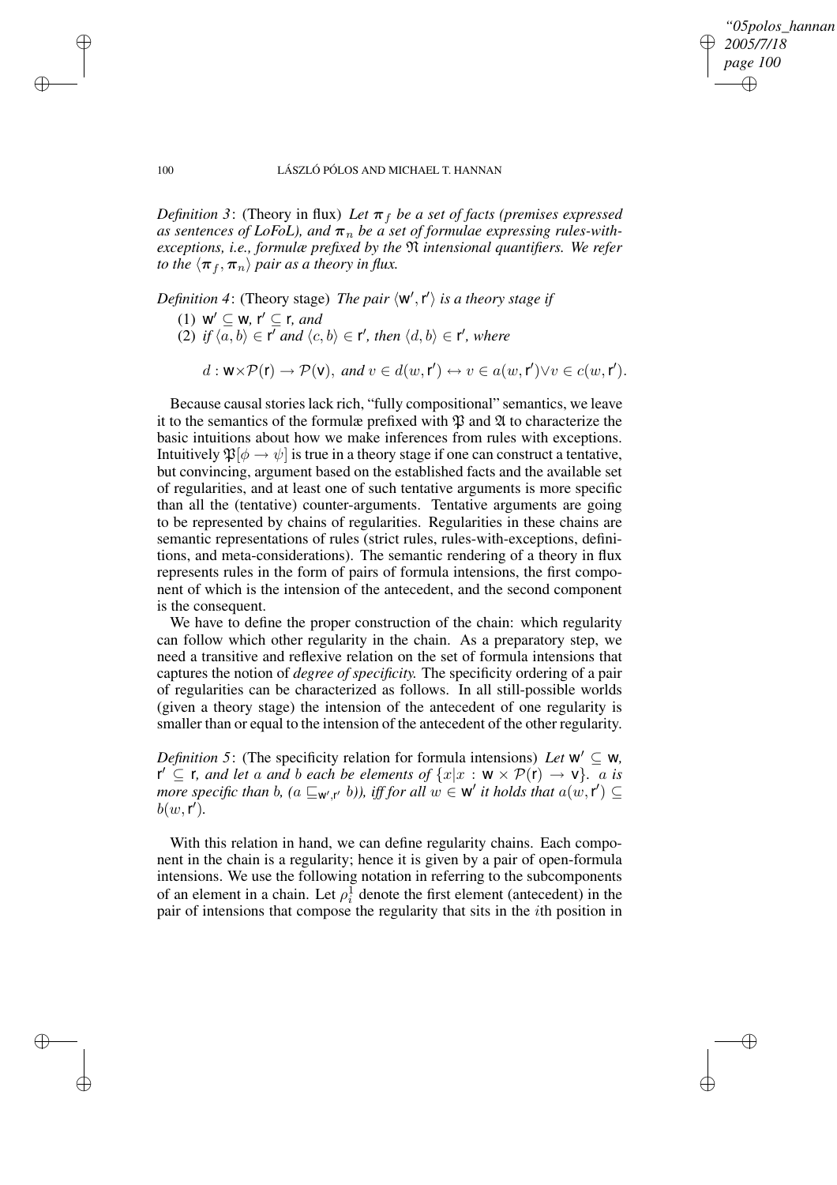*Definition 3*: (Theory in flux) *Let $\boldsymbol{\pi}_f$ be a set of facts (premises expressed as sentences of LoFoL), and $\boldsymbol{\pi}_n$ be a set of formulae expressing rules-with-exceptions, i.e., formulæ prefixed by the $\mathfrak{N}$ intensional quantifiers. We refer to the $\langle \boldsymbol{\pi}_f, \boldsymbol{\pi}_n \rangle$ pair as a theory in flux.*

*Definition 4*: (Theory stage) *The pair $\langle \mathsf{w}', \mathsf{r}' \rangle$ is a theory stage if*

(1) $\mathsf{w}' \subseteq \mathsf{w}$, $\mathsf{r}' \subseteq \mathsf{r}$, *and*

(2) *if $\langle a, b \rangle \in \mathsf{r}'$ and $\langle c, b \rangle \in \mathsf{r}'$, then $\langle d, b \rangle \in \mathsf{r}'$, where*

$$d : \mathsf{w} \times \mathcal{P}(\mathsf{r}) \rightarrow \mathcal{P}(\mathsf{v}), \textit{ and } v \in d(w, \mathsf{r}') \leftrightarrow v \in a(w, \mathsf{r}') \vee v \in c(w, \mathsf{r}').$$

Because causal stories lack rich, "fully compositional" semantics, we leave it to the semantics of the formulæ prefixed with $\mathfrak{P}$ and $\mathfrak{A}$ to characterize the basic intuitions about how we make inferences from rules with exceptions. Intuitively $\mathfrak{P}[\phi \rightarrow \psi]$ is true in a theory stage if one can construct a tentative, but convincing, argument based on the established facts and the available set of regularities, and at least one of such tentative arguments is more specific than all the (tentative) counter-arguments. Tentative arguments are going to be represented by chains of regularities. Regularities in these chains are semantic representations of rules (strict rules, rules-with-exceptions, definitions, and meta-considerations). The semantic rendering of a theory in flux represents rules in the form of pairs of formula intensions, the first component of which is the intension of the antecedent, and the second component is the consequent.

We have to define the proper construction of the chain: which regularity can follow which other regularity in the chain. As a preparatory step, we need a transitive and reflexive relation on the set of formula intensions that captures the notion of *degree of specificity.* The specificity ordering of a pair of regularities can be characterized as follows. In all still-possible worlds (given a theory stage) the intension of the antecedent of one regularity is smaller than or equal to the intension of the antecedent of the other regularity.

*Definition 5*: (The specificity relation for formula intensions) *Let $\mathsf{w}' \subseteq \mathsf{w}$, $\mathsf{r}' \subseteq \mathsf{r}$, and let $a$ and $b$ each be elements of $\{x | x : \mathsf{w} \times \mathcal{P}(\mathsf{r}) \rightarrow \mathsf{v}\}$. $a$ is more specific than $b$, ($a \sqsubseteq_{\mathsf{w}', \mathsf{r}'} b$)), iff for all $w \in \mathsf{w}'$ it holds that $a(w, \mathsf{r}') \subseteq b(w, \mathsf{r}')$.*

With this relation in hand, we can define regularity chains. Each component in the chain is a regularity; hence it is given by a pair of open-formula intensions. We use the following notation in referring to the subcomponents of an element in a chain. Let $\rho_i^1$ denote the first element (antecedent) in the pair of intensions that compose the regularity that sits in the $i$th position in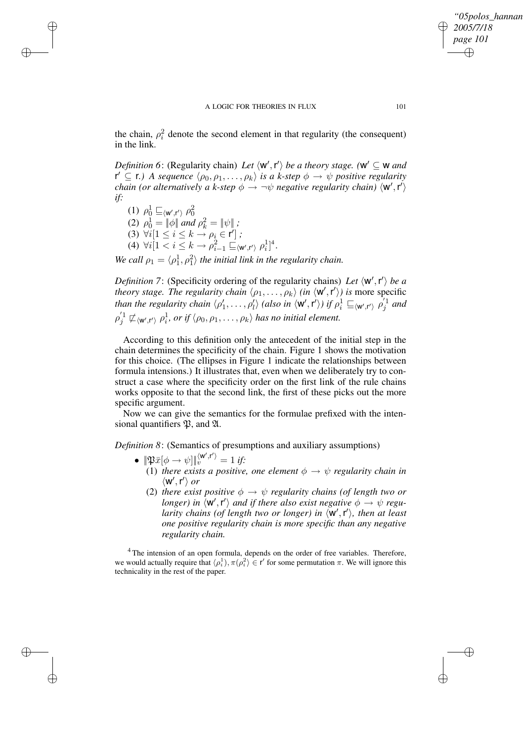the chain, $\rho_i^2$ denote the second element in that regularity (the consequent) in the link.

*Definition 6*: (Regularity chain) *Let $\langle \mathsf{w}', \mathsf{r}' \rangle$ be a theory stage. ($\mathsf{w}' \subseteq \mathsf{w}$ and $\mathsf{r}' \subseteq \mathsf{r}$.) A sequence $\langle \rho_0, \rho_1, \ldots, \rho_k \rangle$ is a k-step $\phi \rightarrow \psi$ positive regularity chain (or alternatively a k-step $\phi \rightarrow \neg\psi$ negative regularity chain) $\langle \mathsf{w}', \mathsf{r}' \rangle$ if:*

(1) $\rho_0^1 \sqsubseteq_{\langle \mathsf{w}', \mathsf{r}' \rangle} \rho_0^2$

(2) $\rho_0^1 = \|\phi\|$ *and* $\rho_k^2 = \|\psi\|$ *;*

(3) $\forall i [1 \leq i \leq k \rightarrow \rho_i \in \mathsf{r}']$ *;*

(4) $\forall i [1 < i \leq k \rightarrow \rho_{i-1}^2 \sqsubseteq_{\langle \mathsf{w}', \mathsf{r}' \rangle} \rho_i^1]$[4].

*We call $\rho_1 = \langle \rho_1^1, \rho_1^2 \rangle$ the initial link in the regularity chain.*

*Definition 7*: (Specificity ordering of the regularity chains) *Let $\langle \mathsf{w}', \mathsf{r}' \rangle$ be a theory stage. The regularity chain $\langle \rho_1, \ldots, \rho_k \rangle$ (in $\langle \mathsf{w}', \mathsf{r}' \rangle$) is* more specific *than the regularity chain $\langle \rho_1', \ldots, \rho_l' \rangle$ (also in $\langle \mathsf{w}', \mathsf{r}' \rangle$) if $\rho_i^1 \sqsubseteq_{\langle \mathsf{w}', \mathsf{r}' \rangle} \rho_j'^1$ and $\rho_j'^1 \not\sqsubseteq_{\langle \mathsf{w}', \mathsf{r}' \rangle} \rho_i^1$, or if $\langle \rho_0, \rho_1, \ldots, \rho_k \rangle$ has no initial element.*

According to this definition only the antecedent of the initial step in the chain determines the specificity of the chain. Figure 1 shows the motivation for this choice. (The ellipses in Figure 1 indicate the relationships between formula intensions.) It illustrates that, even when we deliberately try to construct a case where the specificity order on the first link of the rule chains works opposite to that the second link, the first of these picks out the more specific argument.

Now we can give the semantics for the formulae prefixed with the intensional quantifiers $\mathfrak{P}$, and $\mathfrak{A}$.

*Definition 8*: (Semantics of presumptions and auxiliary assumptions)

- $\|\mathfrak{P}\bar{x}[\phi \rightarrow \psi]\|_v^{\langle \mathsf{w}', \mathsf{r}' \rangle} = 1$ *if:*
  (1) *there exists a positive, one element $\phi \rightarrow \psi$ regularity chain in $\langle \mathsf{w}', \mathsf{r}' \rangle$ or*
  (2) *there exist positive $\phi \rightarrow \psi$ regularity chains (of length two or longer) in $\langle \mathsf{w}', \mathsf{r}' \rangle$ and if there also exist negative $\phi \rightarrow \psi$ regularity chains (of length two or longer) in $\langle \mathsf{w}', \mathsf{r}' \rangle$, then at least one positive regularity chain is more specific than any negative regularity chain.*

[4] The intension of an open formula, depends on the order of free variables. Therefore, we would actually require that $\langle \rho_i^1 \rangle, \pi \langle \rho_i^2 \rangle \in \mathsf{r}'$ for some permutation $\pi$. We will ignore this technicality in the rest of the paper.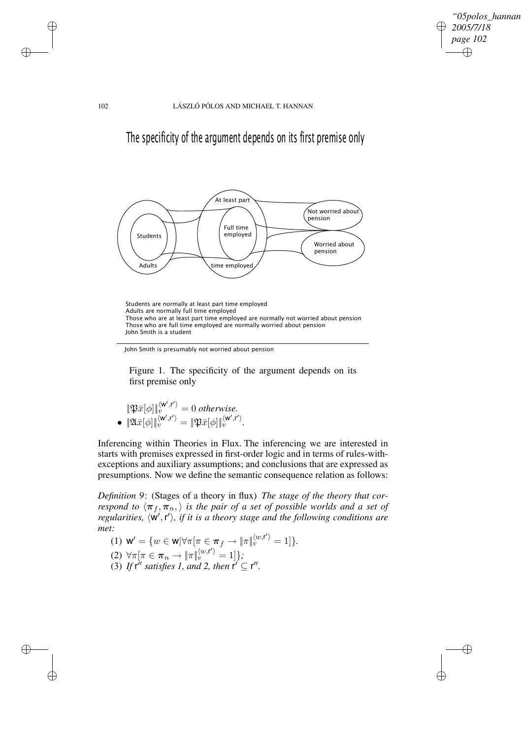## The specificity of the argument depends on its first premise only

Students are normally at least part time employed
Adults are normally full time employed
Those who are at least part time employed are normally not worried about pension
Those who are full time employed are normally worried about pension
John Smith is a student

---

John Smith is presumably not worried about pension

Figure 1. The specificity of the argument depends on its first premise only

$\|\mathfrak{P}\bar{x}[\phi]\|_v^{\langle \mathsf{w}', \mathsf{r}' \rangle} = 0$ *otherwise.*

- $\|\mathfrak{A}\bar{x}[\phi]\|_v^{\langle \mathsf{w}', \mathsf{r}' \rangle} = \|\mathfrak{P}\bar{x}[\phi]\|_v^{\langle \mathsf{w}', \mathsf{r}' \rangle}$.

**Inferencing within Theories in Flux.** The inferencing we are interested in starts with premises expressed in first-order logic and in terms of rules-with-exceptions and auxiliary assumptions; and conclusions that are expressed as presumptions. Now we define the semantic consequence relation as follows:

*Definition 9*: (Stages of a theory in flux) *The stage of the theory that correspond to $\langle \boldsymbol{\pi}_f, \boldsymbol{\pi}_n, \rangle$ is the pair of a set of possible worlds and a set of regularities, $\langle \mathsf{w}', \mathsf{r}' \rangle$, if it is a theory stage and the following conditions are met:*

(1) $\mathsf{w}' = \{w \in \mathsf{w} | \forall \pi [\pi \in \boldsymbol{\pi}_f \rightarrow \|\pi\|_v^{\langle w, \mathsf{r}' \rangle} = 1]\}$.

(2) $\forall \pi [\pi \in \boldsymbol{\pi}_n \rightarrow \|\pi\|_v^{\langle w, \mathsf{r}' \rangle} = 1]\}$*;*

(3) *If* $\mathsf{r}''$ *satisfies 1, and 2, then* $\mathsf{r}' \subseteq \mathsf{r}''$.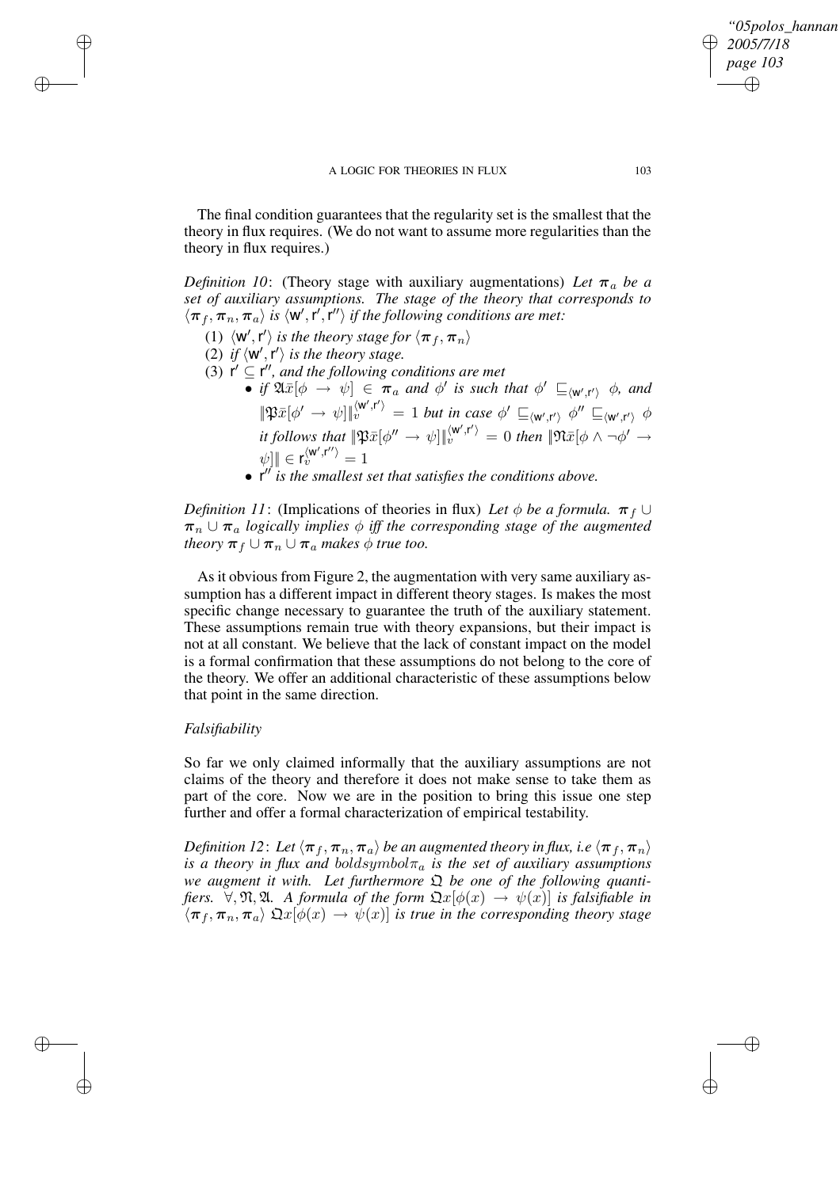The final condition guarantees that the regularity set is the smallest that the theory in flux requires. (We do not want to assume more regularities than the theory in flux requires.)

*Definition 10*: (Theory stage with auxiliary augmentations) *Let $\boldsymbol{\pi}_a$ be a set of auxiliary assumptions. The stage of the theory that corresponds to $\langle \boldsymbol{\pi}_f, \boldsymbol{\pi}_n, \boldsymbol{\pi}_a \rangle$ is $\langle \mathsf{w}', \mathsf{r}', \mathsf{r}'' \rangle$ if the following conditions are met:*

(1) *$\langle \mathsf{w}', \mathsf{r}' \rangle$ is the theory stage for $\langle \boldsymbol{\pi}_f, \boldsymbol{\pi}_n \rangle$*

(2) *if $\langle \mathsf{w}', \mathsf{r}' \rangle$ is the theory stage.*

(3) *$\mathsf{r}' \subseteq \mathsf{r}''$, and the following conditions are met*

- *if $\mathfrak{A}\bar{x}[\phi \rightarrow \psi] \in \boldsymbol{\pi}_a$ and $\phi'$ is such that $\phi' \sqsubseteq_{\langle \mathsf{w}', \mathsf{r}' \rangle} \phi$, and $\|\mathfrak{P}\bar{x}[\phi' \rightarrow \psi]\|_v^{\langle \mathsf{w}', \mathsf{r}' \rangle} = 1$ but in case $\phi' \sqsubseteq_{\langle \mathsf{w}', \mathsf{r}' \rangle} \phi'' \sqsubseteq_{\langle \mathsf{w}', \mathsf{r}' \rangle} \phi$ it follows that $\|\mathfrak{P}\bar{x}[\phi'' \rightarrow \psi]\|_v^{\langle \mathsf{w}', \mathsf{r}' \rangle} = 0$ then $\|\mathfrak{N}\bar{x}[\phi \wedge \neg\phi' \rightarrow \psi]\| \in \mathsf{r}_v^{\langle \mathsf{w}', \mathsf{r}'' \rangle} = 1$*
- *$\mathsf{r}''$ is the smallest set that satisfies the conditions above.*

*Definition 11*: (Implications of theories in flux) *Let $\phi$ be a formula. $\boldsymbol{\pi}_f \cup \boldsymbol{\pi}_n \cup \boldsymbol{\pi}_a$ logically implies $\phi$ iff the corresponding stage of the augmented theory $\boldsymbol{\pi}_f \cup \boldsymbol{\pi}_n \cup \boldsymbol{\pi}_a$ makes $\phi$ true too.*

As it obvious from Figure 2, the augmentation with very same auxiliary assumption has a different impact in different theory stages. Is makes the most specific change necessary to guarantee the truth of the auxiliary statement. These assumptions remain true with theory expansions, but their impact is not at all constant. We believe that the lack of constant impact on the model is a formal confirmation that these assumptions do not belong to the core of the theory. We offer an additional characteristic of these assumptions below that point in the same direction.

### *Falsifiability*

So far we only claimed informally that the auxiliary assumptions are not claims of the theory and therefore it does not make sense to take them as part of the core. Now we are in the position to bring this issue one step further and offer a formal characterization of empirical testability.

*Definition 12*: *Let $\langle \boldsymbol{\pi}_f, \boldsymbol{\pi}_n, \boldsymbol{\pi}_a \rangle$ be an augmented theory in flux, i.e $\langle \boldsymbol{\pi}_f, \boldsymbol{\pi}_n \rangle$ is a theory in flux and $boldsymbol\pi_a$ is the set of auxiliary assumptions we augment it with. Let furthermore $\mathfrak{Q}$ be one of the following quantifiers. $\forall, \mathfrak{N}, \mathfrak{A}$. A formula of the form $\mathfrak{Q}x[\phi(x) \rightarrow \psi(x)]$ is falsifiable in $\langle \boldsymbol{\pi}_f, \boldsymbol{\pi}_n, \boldsymbol{\pi}_a \rangle$ $\mathfrak{Q}x[\phi(x) \rightarrow \psi(x)]$ is true in the corresponding theory stage*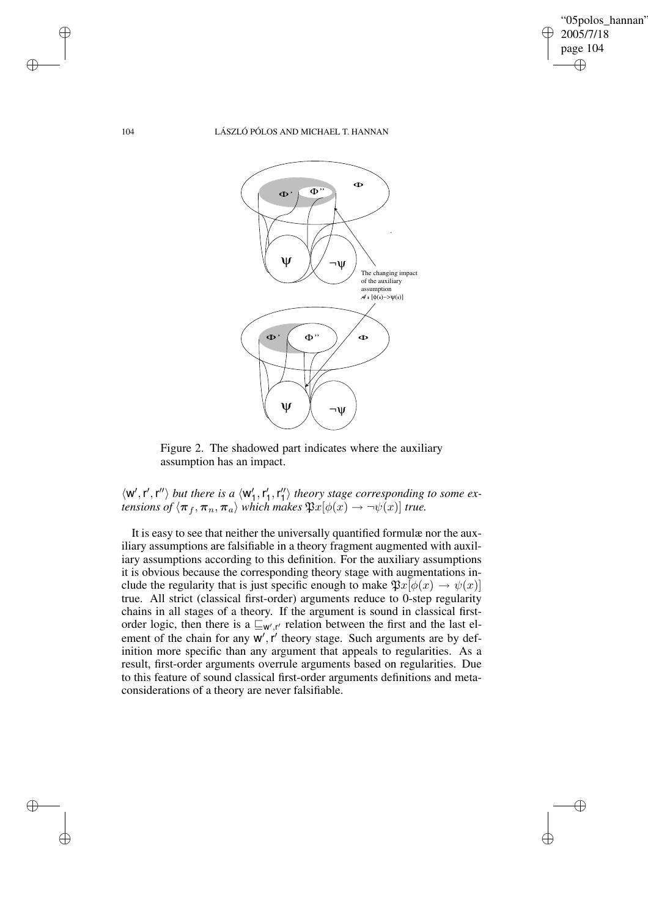Figure 2. The shadowed part indicates where the auxiliary assumption has an impact.

$\langle \mathsf{w}', \mathsf{r}', \mathsf{r}'' \rangle$ *but there is a* $\langle \mathsf{w}'_1, \mathsf{r}'_1, \mathsf{r}''_1 \rangle$ *theory stage corresponding to some extensions of* $\langle \pi_f, \pi_n, \pi_a \rangle$ *which makes* $\mathfrak{P}x[\phi(x) \rightarrow \neg\psi(x)]$ *true.*

It is easy to see that neither the universally quantified formulæ nor the auxiliary assumptions are falsifiable in a theory fragment augmented with auxiliary assumptions according to this definition. For the auxiliary assumptions it is obvious because the corresponding theory stage with augmentations include the regularity that is just specific enough to make $\mathfrak{P}x[\phi(x) \rightarrow \psi(x)]$ true. All strict (classical first-order) arguments reduce to 0-step regularity chains in all stages of a theory. If the argument is sound in classical first-order logic, then there is a $\sqsubseteq_{\mathsf{w}',\mathsf{r}'}$ relation between the first and the last element of the chain for any $\mathsf{w}', \mathsf{r}'$ theory stage. Such arguments are by definition more specific than any argument that appeals to regularities. As a result, first-order arguments overrule arguments based on regularities. Due to this feature of sound classical first-order arguments definitions and meta-considerations of a theory are never falsifiable.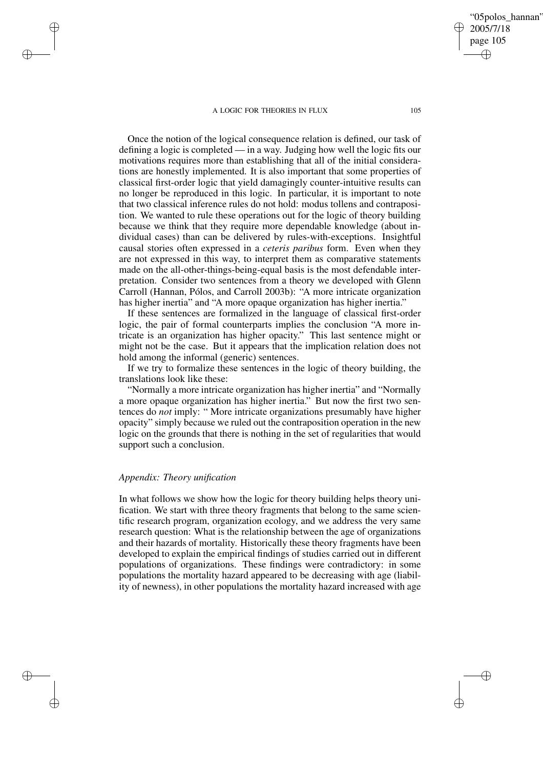Once the notion of the logical consequence relation is defined, our task of defining a logic is completed — in a way. Judging how well the logic fits our motivations requires more than establishing that all of the initial considerations are honestly implemented. It is also important that some properties of classical first-order logic that yield damagingly counter-intuitive results can no longer be reproduced in this logic. In particular, it is important to note that two classical inference rules do not hold: modus tollens and contraposition. We wanted to rule these operations out for the logic of theory building because we think that they require more dependable knowledge (about individual cases) than can be delivered by rules-with-exceptions. Insightful causal stories often expressed in a *ceteris paribus* form. Even when they are not expressed in this way, to interpret them as comparative statements made on the all-other-things-being-equal basis is the most defendable interpretation. Consider two sentences from a theory we developed with Glenn Carroll (Hannan, Pólos, and Carroll 2003b): "A more intricate organization has higher inertia" and "A more opaque organization has higher inertia."

If these sentences are formalized in the language of classical first-order logic, the pair of formal counterparts implies the conclusion "A more intricate is an organization has higher opacity." This last sentence might or might not be the case. But it appears that the implication relation does not hold among the informal (generic) sentences.

If we try to formalize these sentences in the logic of theory building, the translations look like these:

"Normally a more intricate organization has higher inertia" and "Normally a more opaque organization has higher inertia." But now the first two sentences do *not* imply: " More intricate organizations presumably have higher opacity" simply because we ruled out the contraposition operation in the new logic on the grounds that there is nothing in the set of regularities that would support such a conclusion.

### *Appendix: Theory unification*

In what follows we show how the logic for theory building helps theory unification. We start with three theory fragments that belong to the same scientific research program, organization ecology, and we address the very same research question: What is the relationship between the age of organizations and their hazards of mortality. Historically these theory fragments have been developed to explain the empirical findings of studies carried out in different populations of organizations. These findings were contradictory: in some populations the mortality hazard appeared to be decreasing with age (liability of newness), in other populations the mortality hazard increased with age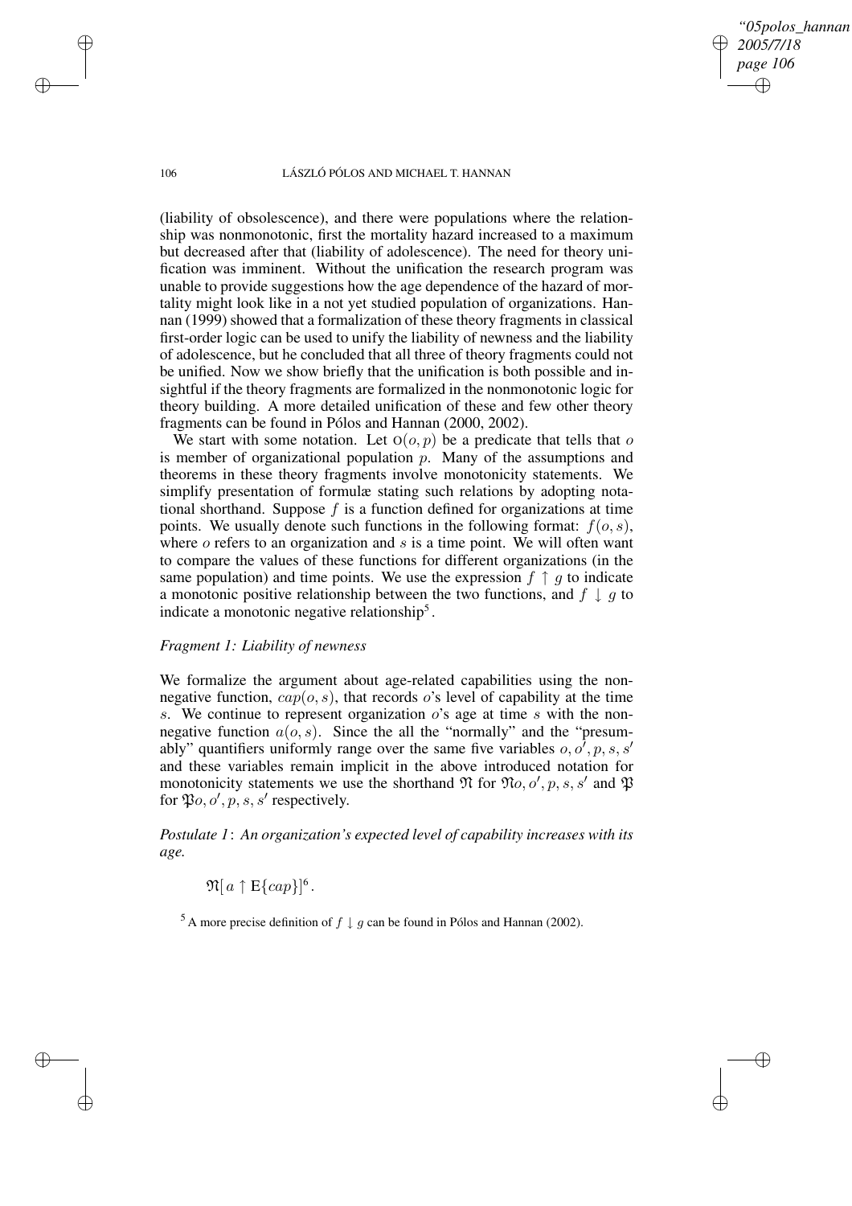(liability of obsolescence), and there were populations where the relationship was nonmonotonic, first the mortality hazard increased to a maximum but decreased after that (liability of adolescence). The need for theory unification was imminent. Without the unification the research program was unable to provide suggestions how the age dependence of the hazard of mortality might look like in a not yet studied population of organizations. Hannan (1999) showed that a formalization of these theory fragments in classical first-order logic can be used to unify the liability of newness and the liability of adolescence, but he concluded that all three of theory fragments could not be unified. Now we show briefly that the unification is both possible and insightful if the theory fragments are formalized in the nonmonotonic logic for theory building. A more detailed unification of these and few other theory fragments can be found in Pólos and Hannan (2000, 2002).

We start with some notation. Let $\mathrm{O}(o, p)$ be a predicate that tells that $o$ is member of organizational population $p$. Many of the assumptions and theorems in these theory fragments involve monotonicity statements. We simplify presentation of formulæ stating such relations by adopting notational shorthand. Suppose $f$ is a function defined for organizations at time points. We usually denote such functions in the following format: $f(o, s)$, where $o$ refers to an organization and $s$ is a time point. We will often want to compare the values of these functions for different organizations (in the same population) and time points. We use the expression $f \uparrow g$ to indicate a monotonic positive relationship between the two functions, and $f \downarrow g$ to indicate a monotonic negative relationship[5].

*Fragment 1: Liability of newness*

We formalize the argument about age-related capabilities using the nonnegative function, $cap(o, s)$, that records $o$'s level of capability at the time $s$. We continue to represent organization $o$'s age at time $s$ with the nonnegative function $a(o, s)$. Since the all the "normally" and the "presumably" quantifiers uniformly range over the same five variables $o, o', p, s, s'$ and these variables remain implicit in the above introduced notation for monotonicity statements we use the shorthand $\mathfrak{N}$ for $\mathfrak{N}o, o', p, s, s'$ and $\mathfrak{P}$ for $\mathfrak{P}o, o', p, s, s'$ respectively.

*Postulate 1*: *An organization's expected level of capability increases with its age.*

$$\mathfrak{N}[\, a \uparrow \mathrm{E}\{cap\}]^{6}.$$

[5] A more precise definition of $f \downarrow g$ can be found in Pólos and Hannan (2002).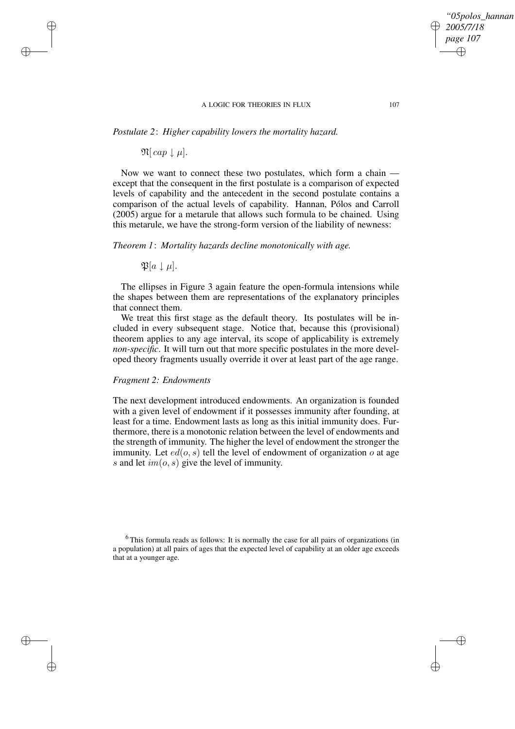*Postulate 2*: *Higher capability lowers the mortality hazard.*

$$\mathfrak{N}[\,cap \downarrow \mu].$$

Now we want to connect these two postulates, which form a chain — except that the consequent in the first postulate is a comparison of expected levels of capability and the antecedent in the second postulate contains a comparison of the actual levels of capability. Hannan, Pólos and Carroll (2005) argue for a metarule that allows such formula to be chained. Using this metarule, we have the strong-form version of the liability of newness:

*Theorem 1*: *Mortality hazards decline monotonically with age.*

$$\mathfrak{P}[a \downarrow \mu].$$

The ellipses in Figure 3 again feature the open-formula intensions while the shapes between them are representations of the explanatory principles that connect them.

We treat this first stage as the default theory. Its postulates will be included in every subsequent stage. Notice that, because this (provisional) theorem applies to any age interval, its scope of applicability is extremely *non-specific*. It will turn out that more specific postulates in the more developed theory fragments usually override it over at least part of the age range.

### *Fragment 2: Endowments*

The next development introduced endowments. An organization is founded with a given level of endowment if it possesses immunity after founding, at least for a time. Endowment lasts as long as this initial immunity does. Furthermore, there is a monotonic relation between the level of endowments and the strength of immunity. The higher the level of endowment the stronger the immunity. Let $ed(o, s)$ tell the level of endowment of organization $o$ at age $s$ and let $im(o, s)$ give the level of immunity.

[6] This formula reads as follows: It is normally the case for all pairs of organizations (in a population) at all pairs of ages that the expected level of capability at an older age exceeds that at a younger age.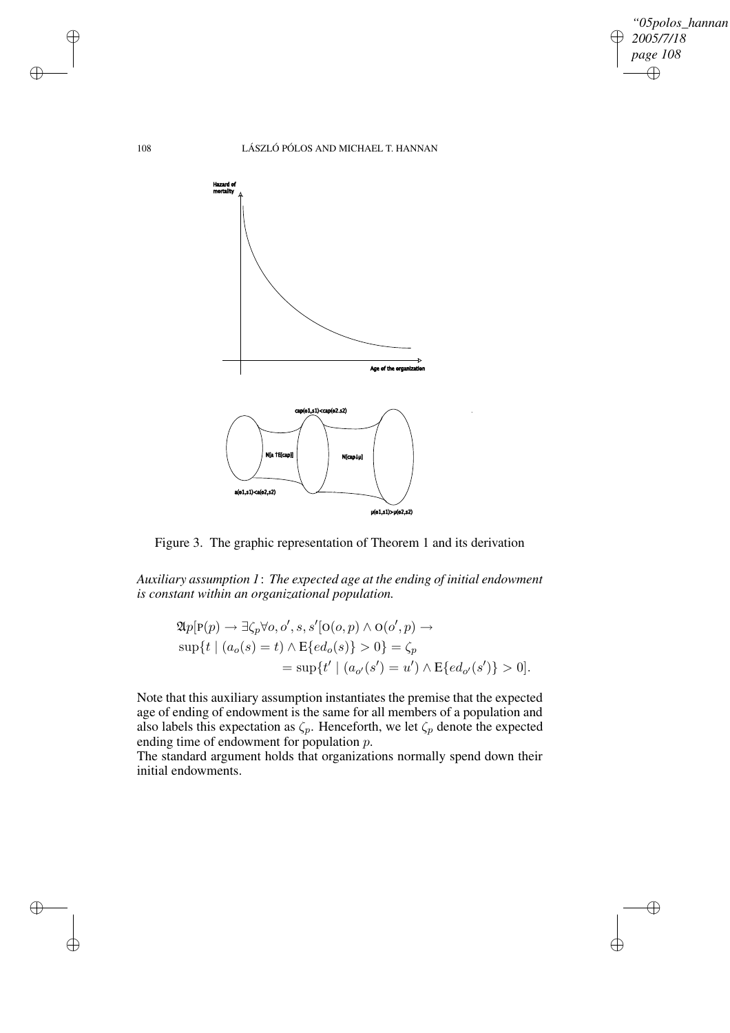Figure 3. The graphic representation of Theorem 1 and its derivation

*Auxiliary assumption 1*: *The expected age at the ending of initial endowment is constant within an organizational population.*

$$
\begin{aligned}
&\mathfrak{A}p[\mathrm{P}(p) \rightarrow \exists \zeta_p \forall o, o', s, s'[\mathrm{O}(o,p) \wedge \mathrm{O}(o',p) \rightarrow \\
&\sup\{t \mid (a_o(s) = t) \wedge \mathrm{E}\{ed_o(s)\} > 0\} = \zeta_p \\
&\qquad\qquad\qquad = \sup\{t' \mid (a_{o'}(s') = u') \wedge \mathrm{E}\{ed_{o'}(s')\} > 0].
\end{aligned}
$$

Note that this auxiliary assumption instantiates the premise that the expected age of ending of endowment is the same for all members of a population and also labels this expectation as $\zeta_p$. Henceforth, we let $\zeta_p$ denote the expected ending time of endowment for population $p$.

The standard argument holds that organizations normally spend down their initial endowments.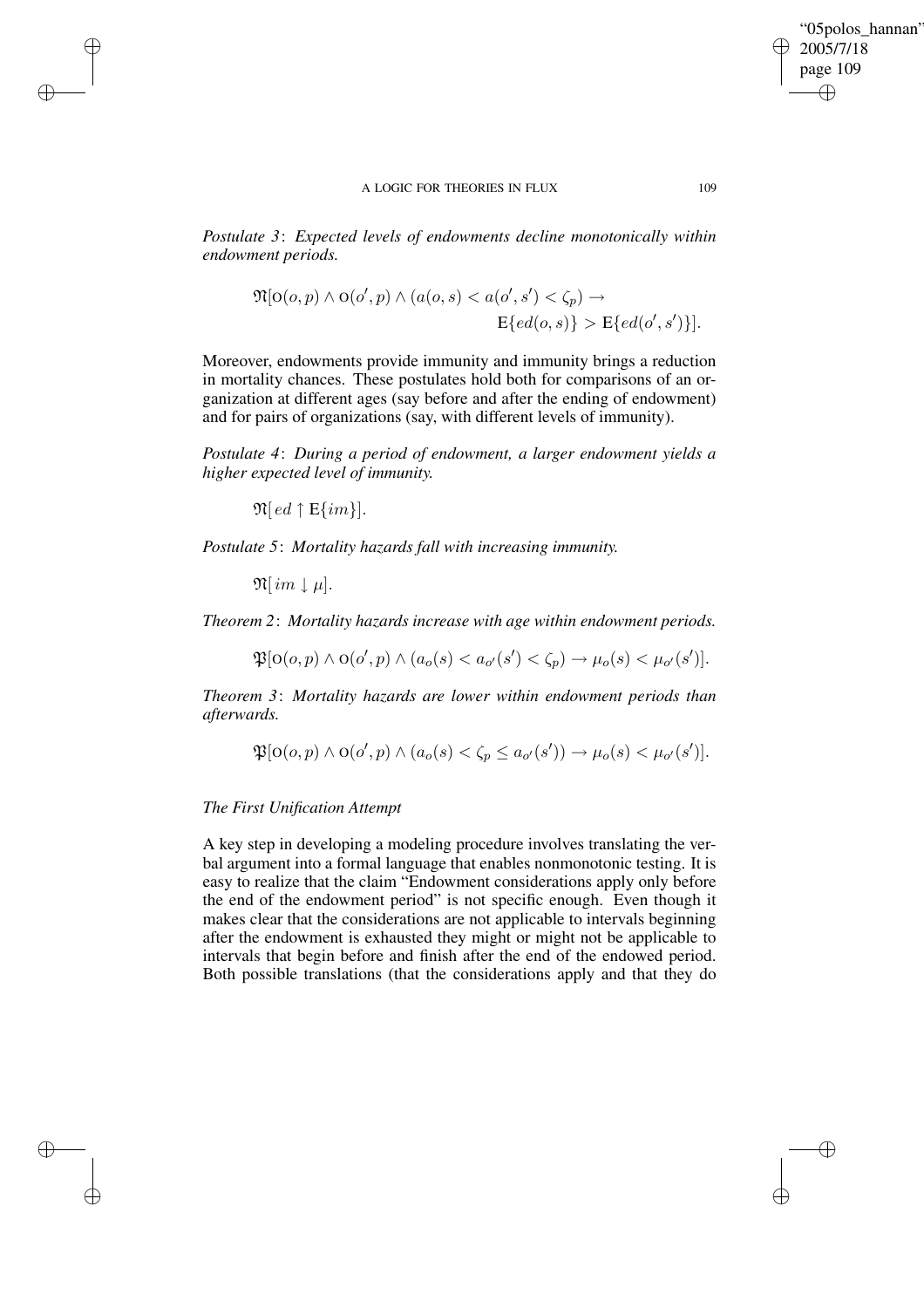*Postulate 3*: *Expected levels of endowments decline monotonically within endowment periods.*

$$\mathfrak{N}[\text{O}(o,p) \wedge \text{O}(o',p) \wedge (a(o,s) < a(o',s') < \zeta_p) \rightarrow \text{E}\{ed(o,s)\} > \text{E}\{ed(o',s')\}].$$

Moreover, endowments provide immunity and immunity brings a reduction in mortality chances. These postulates hold both for comparisons of an organization at different ages (say before and after the ending of endowment) and for pairs of organizations (say, with different levels of immunity).

*Postulate 4*: *During a period of endowment, a larger endowment yields a higher expected level of immunity.*

$$\mathfrak{N}[\, ed \uparrow \text{E}\{im\}].$$

*Postulate 5*: *Mortality hazards fall with increasing immunity.*

$$\mathfrak{N}[\, im \downarrow \mu].$$

*Theorem 2*: *Mortality hazards increase with age within endowment periods.*

$$\mathfrak{P}[\text{O}(o,p) \wedge \text{O}(o',p) \wedge (a_o(s) < a_{o'}(s') < \zeta_p) \rightarrow \mu_o(s) < \mu_{o'}(s')].$$

*Theorem 3*: *Mortality hazards are lower within endowment periods than afterwards.*

$$\mathfrak{P}[\text{O}(o,p) \wedge \text{O}(o',p) \wedge (a_o(s) < \zeta_p \leq a_{o'}(s')) \rightarrow \mu_o(s) < \mu_{o'}(s')].$$

### *The First Unification Attempt*

A key step in developing a modeling procedure involves translating the verbal argument into a formal language that enables nonmonotonic testing. It is easy to realize that the claim "Endowment considerations apply only before the end of the endowment period" is not specific enough. Even though it makes clear that the considerations are not applicable to intervals beginning after the endowment is exhausted they might or might not be applicable to intervals that begin before and finish after the end of the endowed period. Both possible translations (that the considerations apply and that they do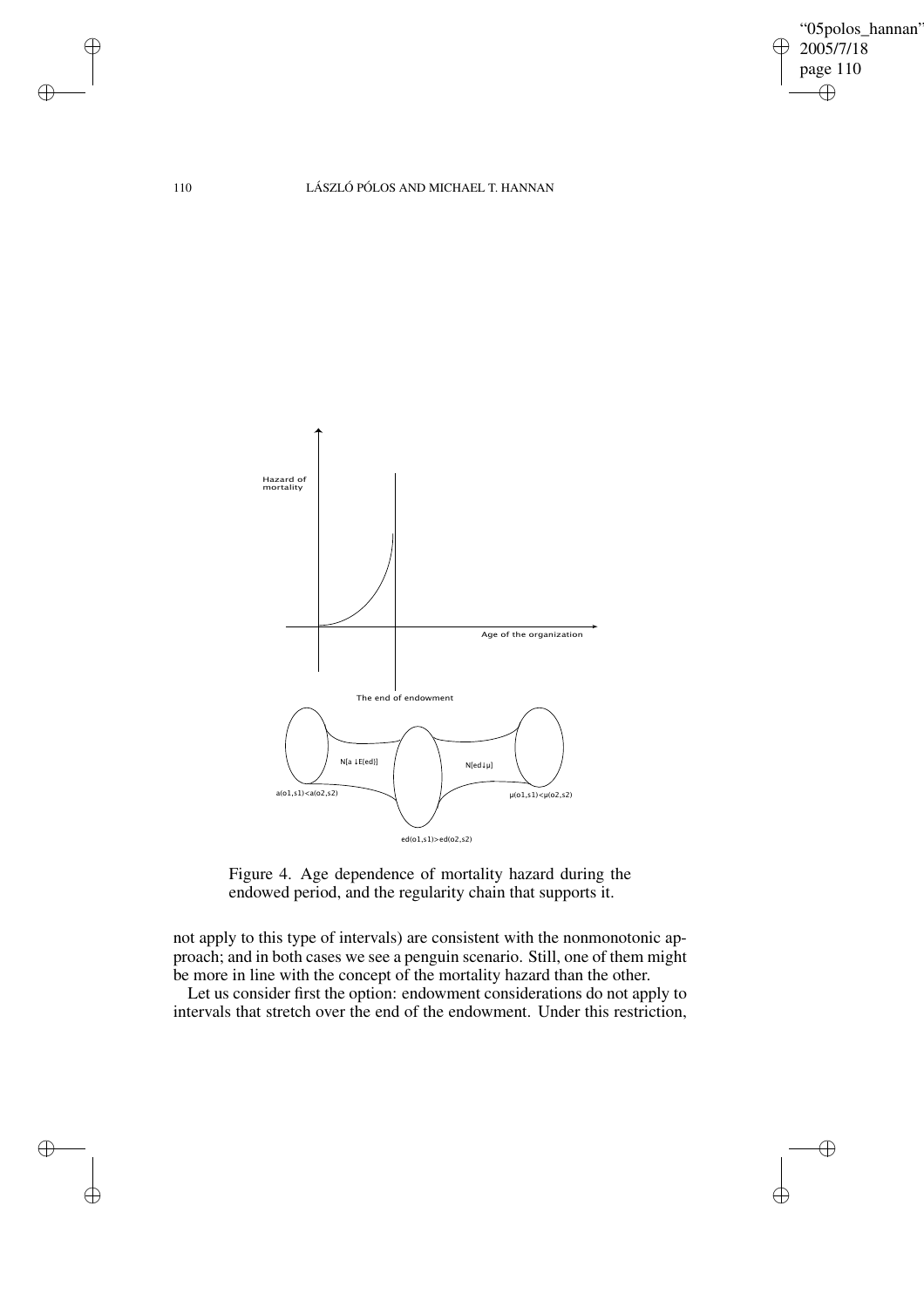Figure 4. Age dependence of mortality hazard during the endowed period, and the regularity chain that supports it.

not apply to this type of intervals) are consistent with the nonmonotonic approach; and in both cases we see a penguin scenario. Still, one of them might be more in line with the concept of the mortality hazard than the other.

Let us consider first the option: endowment considerations do not apply to intervals that stretch over the end of the endowment. Under this restriction,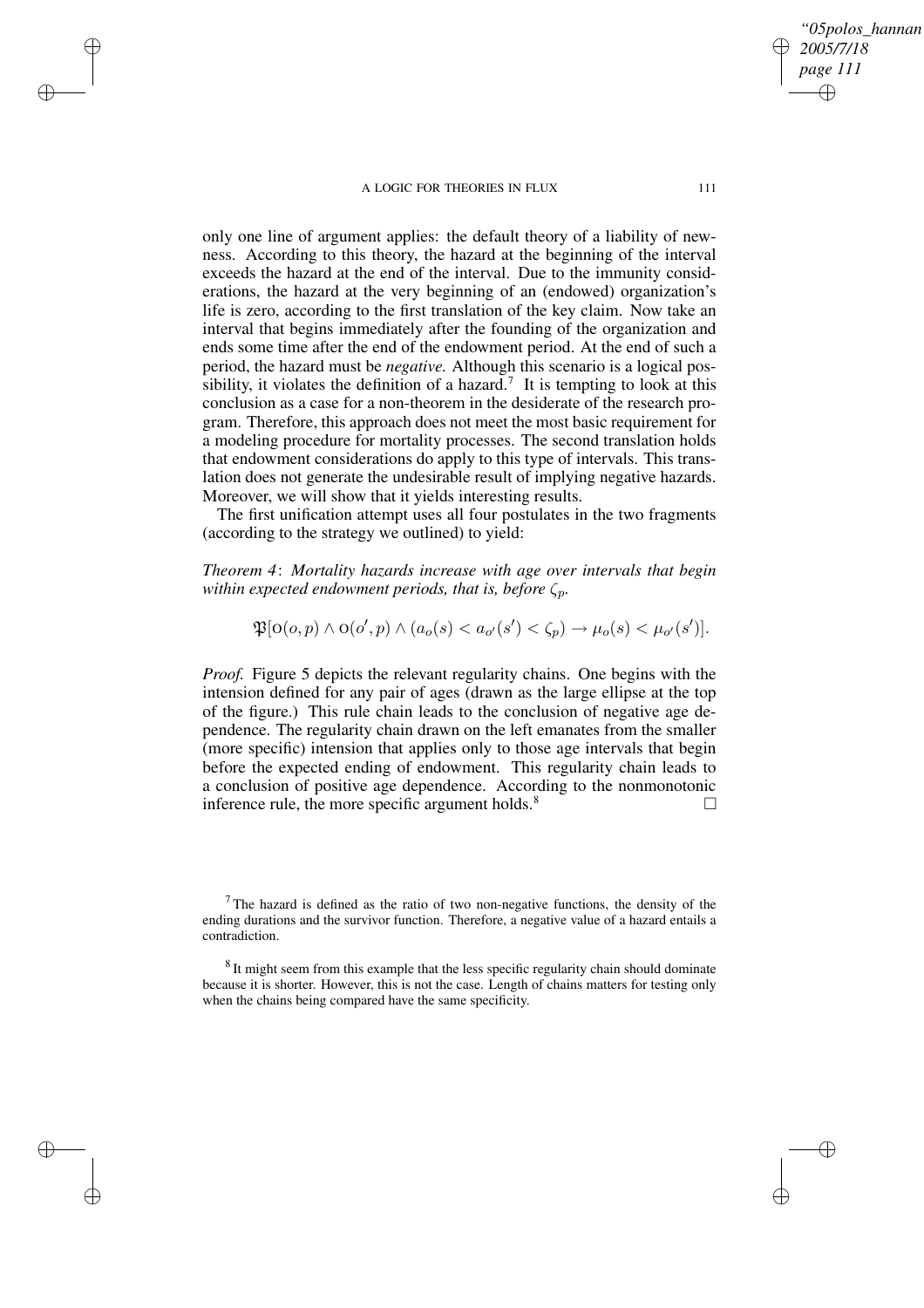only one line of argument applies: the default theory of a liability of newness. According to this theory, the hazard at the beginning of the interval exceeds the hazard at the end of the interval. Due to the immunity considerations, the hazard at the very beginning of an (endowed) organization's life is zero, according to the first translation of the key claim. Now take an interval that begins immediately after the founding of the organization and ends some time after the end of the endowment period. At the end of such a period, the hazard must be *negative.* Although this scenario is a logical possibility, it violates the definition of a hazard.[7] It is tempting to look at this conclusion as a case for a non-theorem in the desiderate of the research program. Therefore, this approach does not meet the most basic requirement for a modeling procedure for mortality processes. The second translation holds that endowment considerations do apply to this type of intervals. This translation does not generate the undesirable result of implying negative hazards. Moreover, we will show that it yields interesting results.

The first unification attempt uses all four postulates in the two fragments (according to the strategy we outlined) to yield:

*Theorem 4*: *Mortality hazards increase with age over intervals that begin within expected endowment periods, that is, before $\zeta_p$.*

$$\mathfrak{P}[\mathrm{O}(o,p) \wedge \mathrm{O}(o',p) \wedge (a_o(s) < a_{o'}(s') < \zeta_p) \rightarrow \mu_o(s) < \mu_{o'}(s')].$$

*Proof.* Figure 5 depicts the relevant regularity chains. One begins with the intension defined for any pair of ages (drawn as the large ellipse at the top of the figure.) This rule chain leads to the conclusion of negative age dependence. The regularity chain drawn on the left emanates from the smaller (more specific) intension that applies only to those age intervals that begin before the expected ending of endowment. This regularity chain leads to a conclusion of positive age dependence. According to the nonmonotonic inference rule, the more specific argument holds.[8] □

[7] The hazard is defined as the ratio of two non-negative functions, the density of the ending durations and the survivor function. Therefore, a negative value of a hazard entails a contradiction.

[8] It might seem from this example that the less specific regularity chain should dominate because it is shorter. However, this is not the case. Length of chains matters for testing only when the chains being compared have the same specificity.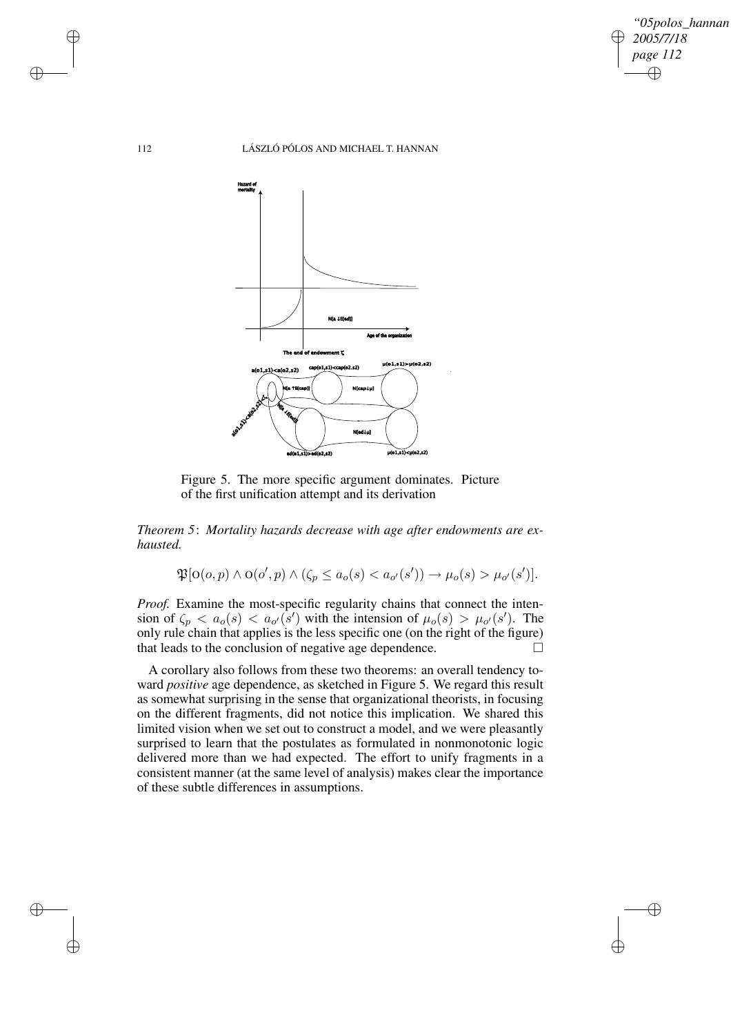Figure 5. The more specific argument dominates. Picture of the first unification attempt and its derivation

*Theorem 5*: *Mortality hazards decrease with age after endowments are exhausted.*

$$\mathfrak{P}[\text{O}(o, p) \wedge \text{O}(o', p) \wedge (\zeta_p \leq a_o(s) < a_{o'}(s')) \rightarrow \mu_o(s) > \mu_{o'}(s')].$$

*Proof.* Examine the most-specific regularity chains that connect the intension of $\zeta_p < a_o(s) < a_{o'}(s')$ with the intension of $\mu_o(s) > \mu_{o'}(s')$. The only rule chain that applies is the less specific one (on the right of the figure) that leads to the conclusion of negative age dependence. □

A corollary also follows from these two theorems: an overall tendency toward *positive* age dependence, as sketched in Figure 5. We regard this result as somewhat surprising in the sense that organizational theorists, in focusing on the different fragments, did not notice this implication. We shared this limited vision when we set out to construct a model, and we were pleasantly surprised to learn that the postulates as formulated in nonmonotonic logic delivered more than we had expected. The effort to unify fragments in a consistent manner (at the same level of analysis) makes clear the importance of these subtle differences in assumptions.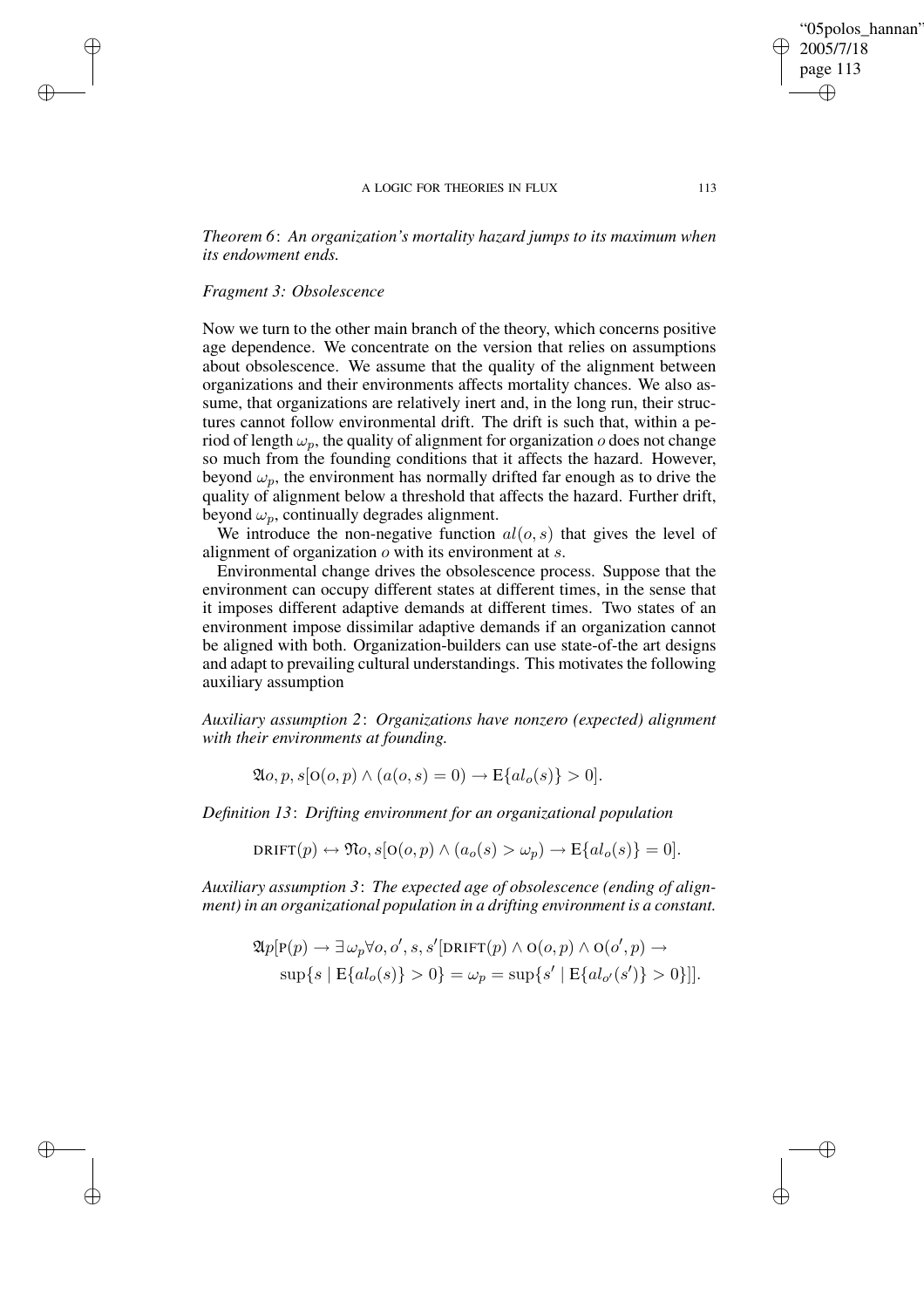*Theorem 6*: *An organization's mortality hazard jumps to its maximum when its endowment ends.*

*Fragment 3: Obsolescence*

Now we turn to the other main branch of the theory, which concerns positive age dependence. We concentrate on the version that relies on assumptions about obsolescence. We assume that the quality of the alignment between organizations and their environments affects mortality chances. We also assume, that organizations are relatively inert and, in the long run, their structures cannot follow environmental drift. The drift is such that, within a period of length $\omega_p$, the quality of alignment for organization $o$ does not change so much from the founding conditions that it affects the hazard. However, beyond $\omega_p$, the environment has normally drifted far enough as to drive the quality of alignment below a threshold that affects the hazard. Further drift, beyond $\omega_p$, continually degrades alignment.

We introduce the non-negative function $al(o, s)$ that gives the level of alignment of organization $o$ with its environment at $s$.

Environmental change drives the obsolescence process. Suppose that the environment can occupy different states at different times, in the sense that it imposes different adaptive demands at different times. Two states of an environment impose dissimilar adaptive demands if an organization cannot be aligned with both. Organization-builders can use state-of-the art designs and adapt to prevailing cultural understandings. This motivates the following auxiliary assumption

*Auxiliary assumption 2*: *Organizations have nonzero (expected) alignment with their environments at founding.*

$$\mathfrak{A}o, p, s[\text{O}(o, p) \wedge (a(o, s) = 0) \rightarrow \text{E}\{al_o(s)\} > 0].$$

*Definition 13*: *Drifting environment for an organizational population*

$$\text{DRIFT}(p) \leftrightarrow \mathfrak{N}o, s[\text{O}(o, p) \wedge (a_o(s) > \omega_p) \rightarrow \text{E}\{al_o(s)\} = 0].$$

*Auxiliary assumption 3*: *The expected age of obsolescence (ending of alignment) in an organizational population in a drifting environment is a constant.*

$$\begin{aligned}
&\mathfrak{A}p[\text{P}(p) \rightarrow \exists \omega_p \forall o, o', s, s'[\text{DRIFT}(p) \wedge \text{O}(o, p) \wedge \text{O}(o', p) \rightarrow \\
&\quad \sup\{s \mid \text{E}\{al_o(s)\} > 0\} = \omega_p = \sup\{s' \mid \text{E}\{al_{o'}(s')\} > 0\}]].
\end{aligned}$$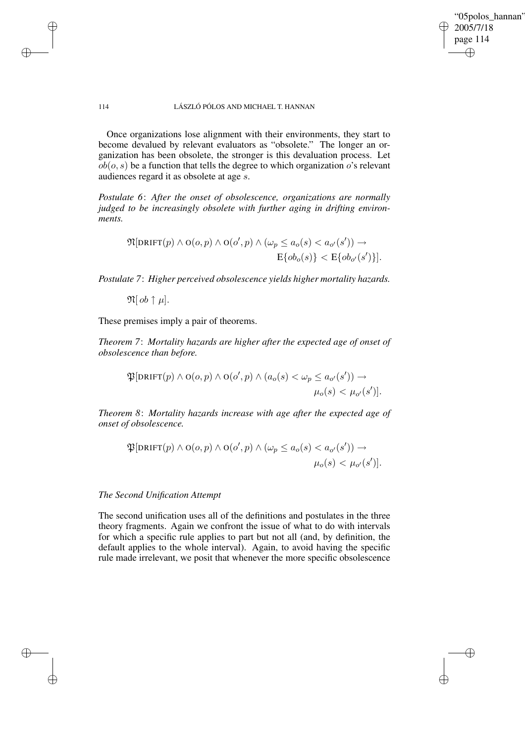Once organizations lose alignment with their environments, they start to become devalued by relevant evaluators as "obsolete." The longer an organization has been obsolete, the stronger is this devaluation process. Let $ob(o, s)$ be a function that tells the degree to which organization $o$'s relevant audiences regard it as obsolete at age $s$.

*Postulate 6*: *After the onset of obsolescence, organizations are normally judged to be increasingly obsolete with further aging in drifting environments.*

$$\mathfrak{N}[\text{DRIFT}(p) \wedge \text{O}(o, p) \wedge \text{O}(o', p) \wedge (\omega_p \leq a_o(s) < a_{o'}(s')) \rightarrow \\ \text{E}\{ob_o(s)\} < \text{E}\{ob_{o'}(s')\}].$$

*Postulate 7*: *Higher perceived obsolescence yields higher mortality hazards.*

$$\mathfrak{N}[\, ob \uparrow \mu].$$

These premises imply a pair of theorems.

*Theorem 7*: *Mortality hazards are higher after the expected age of onset of obsolescence than before.*

$$\mathfrak{P}[\text{DRIFT}(p) \wedge \text{O}(o, p) \wedge \text{O}(o', p) \wedge (a_o(s) < \omega_p \leq a_{o'}(s')) \rightarrow \\ \mu_o(s) < \mu_{o'}(s')].$$

*Theorem 8*: *Mortality hazards increase with age after the expected age of onset of obsolescence.*

$$\mathfrak{P}[\text{DRIFT}(p) \wedge \text{O}(o, p) \wedge \text{O}(o', p) \wedge (\omega_p \leq a_o(s) < a_{o'}(s')) \rightarrow \\ \mu_o(s) < \mu_{o'}(s')].$$

### *The Second Unification Attempt*

The second unification uses all of the definitions and postulates in the three theory fragments. Again we confront the issue of what to do with intervals for which a specific rule applies to part but not all (and, by definition, the default applies to the whole interval). Again, to avoid having the specific rule made irrelevant, we posit that whenever the more specific obsolescence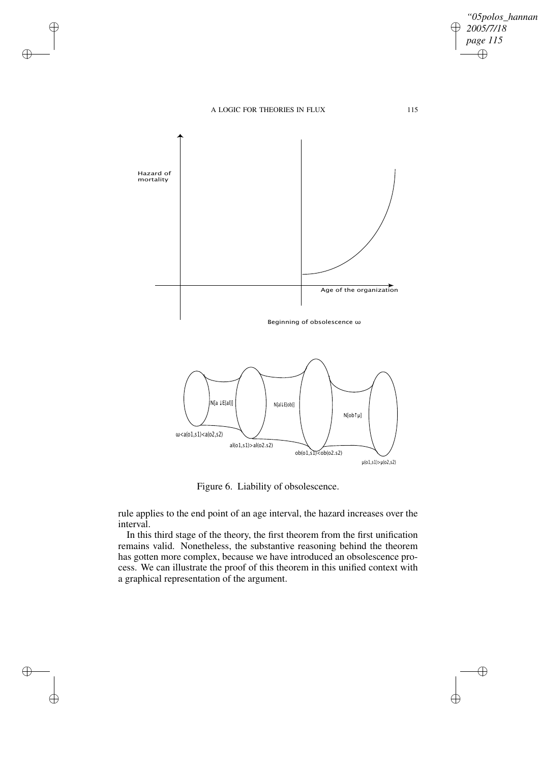Figure 6. Liability of obsolescence.

rule applies to the end point of an age interval, the hazard increases over the interval.

In this third stage of the theory, the first theorem from the first unification remains valid. Nonetheless, the substantive reasoning behind the theorem has gotten more complex, because we have introduced an obsolescence process. We can illustrate the proof of this theorem in this unified context with a graphical representation of the argument.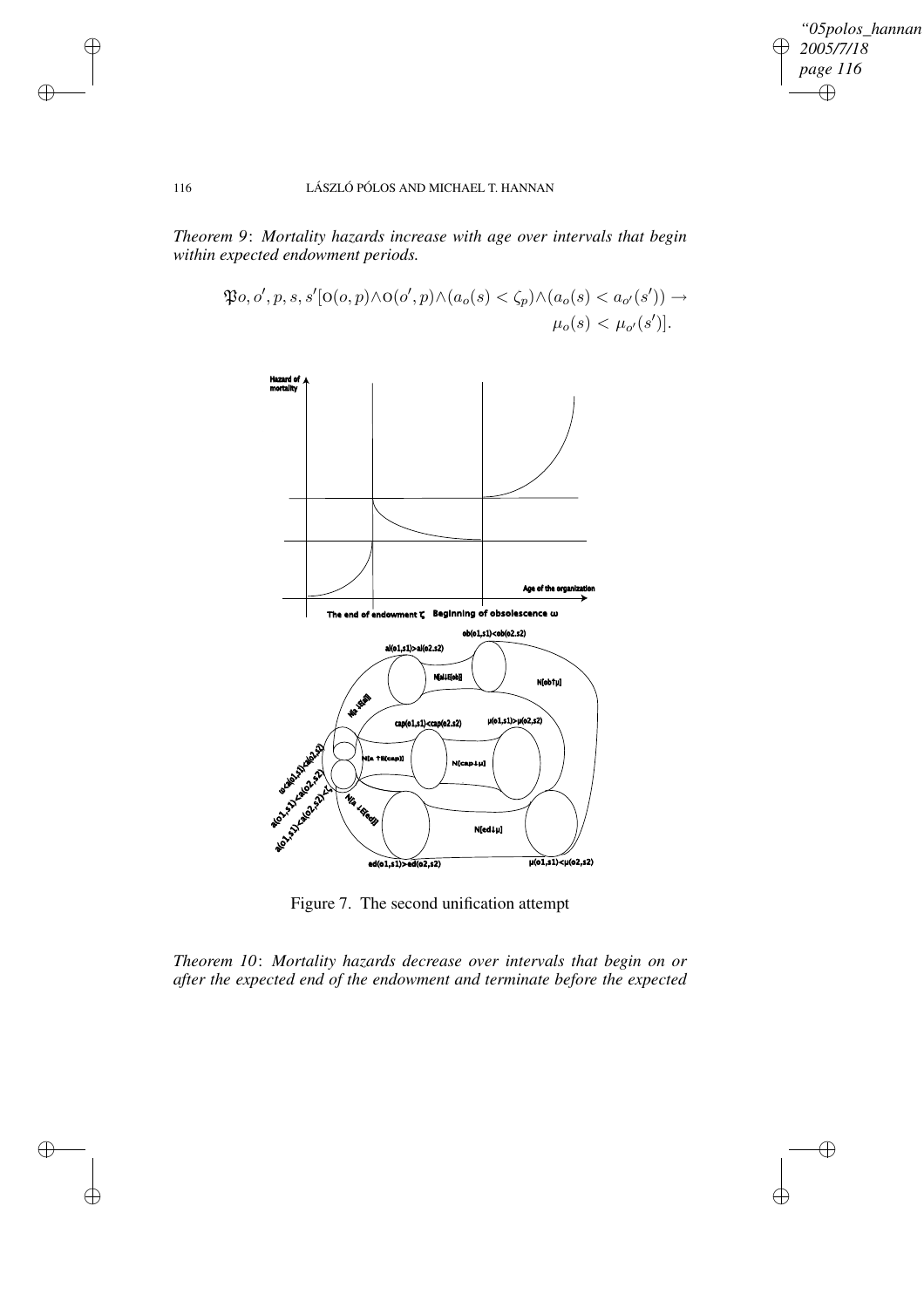*Theorem 9*: *Mortality hazards increase with age over intervals that begin within expected endowment periods.*

$$\mathfrak{P}o, o', p, s, s'[\mathrm{O}(o, p) \wedge \mathrm{O}(o', p) \wedge (a_o(s) < \zeta_p) \wedge (a_o(s) < a_{o'}(s')) \rightarrow \mu_o(s) < \mu_{o'}(s')].$$

Figure 7. The second unification attempt

*Theorem 10*: *Mortality hazards decrease over intervals that begin on or after the expected end of the endowment and terminate before the expected*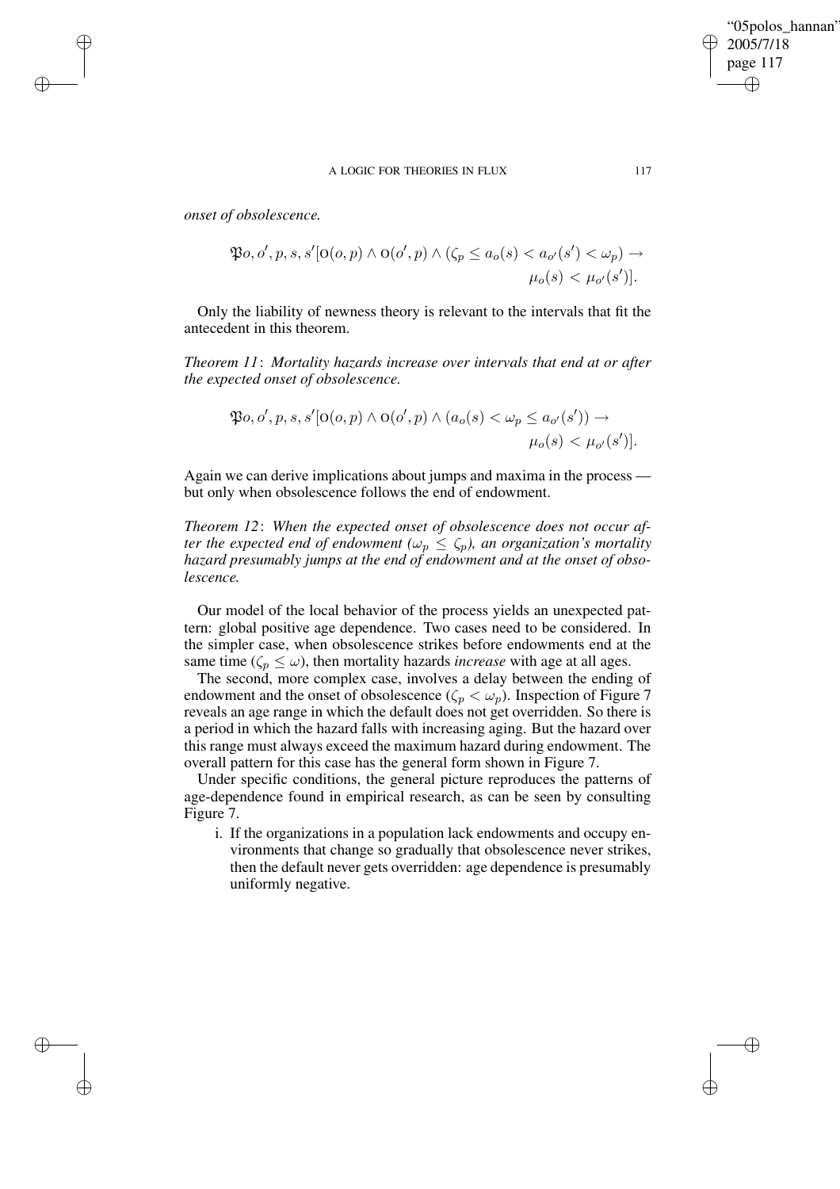*onset of obsolescence.*

$$\mathfrak{P}o, o', p, s, s'[\mathrm{O}(o,p) \wedge \mathrm{O}(o',p) \wedge (\zeta_p \leq a_o(s) < a_{o'}(s') < \omega_p) \rightarrow \mu_o(s) < \mu_{o'}(s')].$$

Only the liability of newness theory is relevant to the intervals that fit the antecedent in this theorem.

*Theorem 11*: *Mortality hazards increase over intervals that end at or after the expected onset of obsolescence.*

$$\mathfrak{P}o, o', p, s, s'[\mathrm{O}(o,p) \wedge \mathrm{O}(o',p) \wedge (a_o(s) < \omega_p \leq a_{o'}(s')) \rightarrow \mu_o(s) < \mu_{o'}(s')].$$

Again we can derive implications about jumps and maxima in the process — but only when obsolescence follows the end of endowment.

*Theorem 12*: *When the expected onset of obsolescence does not occur after the expected end of endowment ($\omega_p \leq \zeta_p$), an organization's mortality hazard presumably jumps at the end of endowment and at the onset of obsolescence.*

Our model of the local behavior of the process yields an unexpected pattern: global positive age dependence. Two cases need to be considered. In the simpler case, when obsolescence strikes before endowments end at the same time ($\zeta_p \leq \omega$), then mortality hazards *increase* with age at all ages.

The second, more complex case, involves a delay between the ending of endowment and the onset of obsolescence ($\zeta_p < \omega_p$). Inspection of Figure 7 reveals an age range in which the default does not get overridden. So there is a period in which the hazard falls with increasing aging. But the hazard over this range must always exceed the maximum hazard during endowment. The overall pattern for this case has the general form shown in Figure 7.

Under specific conditions, the general picture reproduces the patterns of age-dependence found in empirical research, as can be seen by consulting Figure 7.

i. If the organizations in a population lack endowments and occupy environments that change so gradually that obsolescence never strikes, then the default never gets overridden: age dependence is presumably uniformly negative.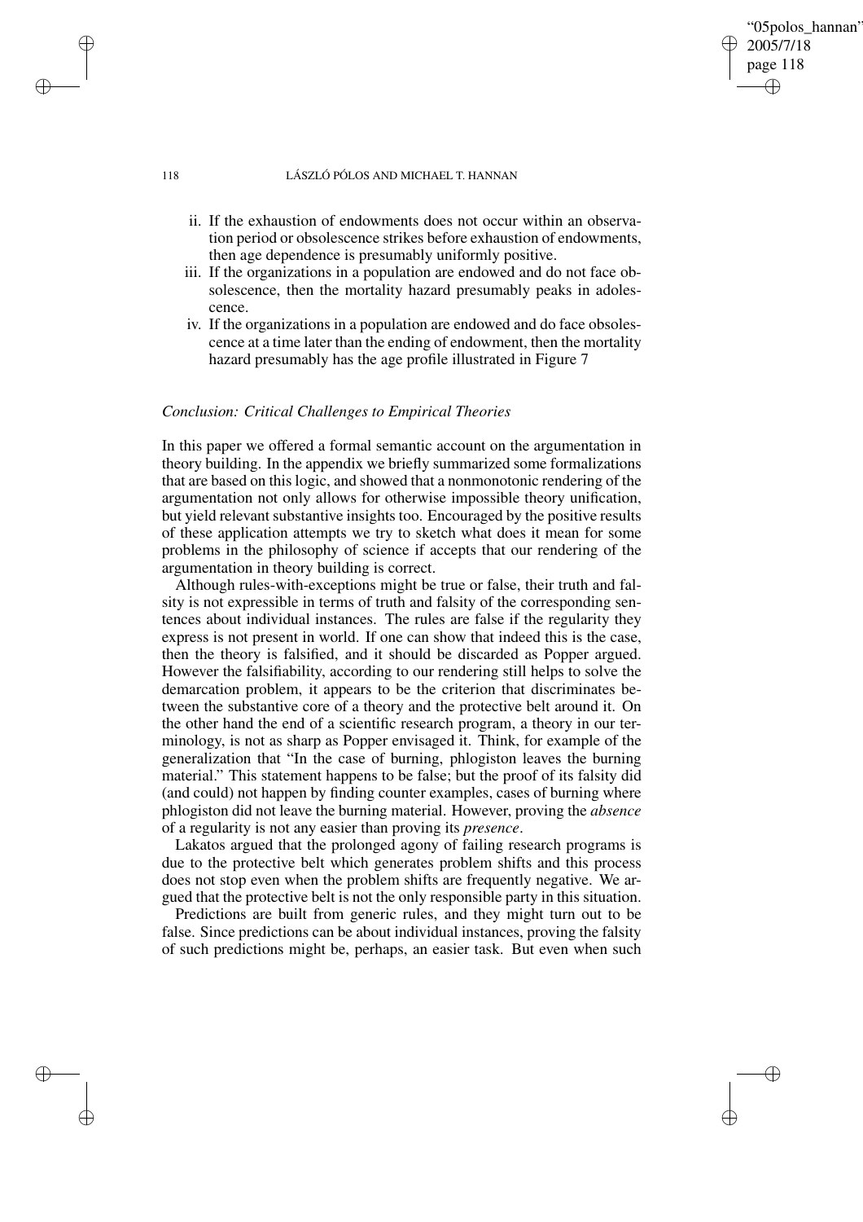ii. If the exhaustion of endowments does not occur within an observation period or obsolescence strikes before exhaustion of endowments, then age dependence is presumably uniformly positive.
iii. If the organizations in a population are endowed and do not face obsolescence, then the mortality hazard presumably peaks in adolescence.
iv. If the organizations in a population are endowed and do face obsolescence at a time later than the ending of endowment, then the mortality hazard presumably has the age profile illustrated in Figure 7

### *Conclusion: Critical Challenges to Empirical Theories*

In this paper we offered a formal semantic account on the argumentation in theory building. In the appendix we briefly summarized some formalizations that are based on this logic, and showed that a nonmonotonic rendering of the argumentation not only allows for otherwise impossible theory unification, but yield relevant substantive insights too. Encouraged by the positive results of these application attempts we try to sketch what does it mean for some problems in the philosophy of science if accepts that our rendering of the argumentation in theory building is correct.

Although rules-with-exceptions might be true or false, their truth and falsity is not expressible in terms of truth and falsity of the corresponding sentences about individual instances. The rules are false if the regularity they express is not present in world. If one can show that indeed this is the case, then the theory is falsified, and it should be discarded as Popper argued. However the falsifiability, according to our rendering still helps to solve the demarcation problem, it appears to be the criterion that discriminates between the substantive core of a theory and the protective belt around it. On the other hand the end of a scientific research program, a theory in our terminology, is not as sharp as Popper envisaged it. Think, for example of the generalization that "In the case of burning, phlogiston leaves the burning material." This statement happens to be false; but the proof of its falsity did (and could) not happen by finding counter examples, cases of burning where phlogiston did not leave the burning material. However, proving the *absence* of a regularity is not any easier than proving its *presence*.

Lakatos argued that the prolonged agony of failing research programs is due to the protective belt which generates problem shifts and this process does not stop even when the problem shifts are frequently negative. We argued that the protective belt is not the only responsible party in this situation.

Predictions are built from generic rules, and they might turn out to be false. Since predictions can be about individual instances, proving the falsity of such predictions might be, perhaps, an easier task. But even when such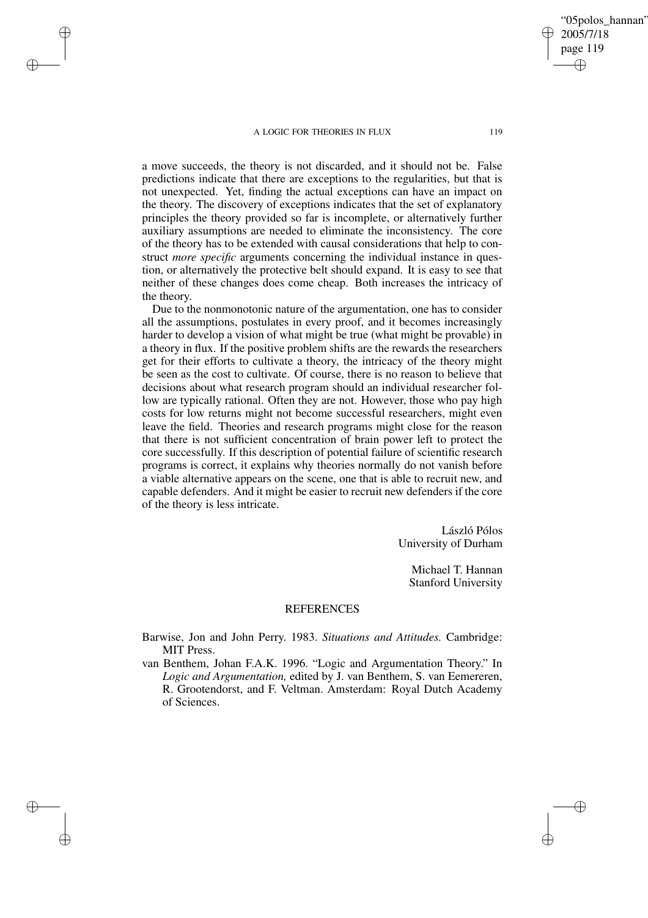a move succeeds, the theory is not discarded, and it should not be. False predictions indicate that there are exceptions to the regularities, but that is not unexpected. Yet, finding the actual exceptions can have an impact on the theory. The discovery of exceptions indicates that the set of explanatory principles the theory provided so far is incomplete, or alternatively further auxiliary assumptions are needed to eliminate the inconsistency. The core of the theory has to be extended with causal considerations that help to construct *more specific* arguments concerning the individual instance in question, or alternatively the protective belt should expand. It is easy to see that neither of these changes does come cheap. Both increases the intricacy of the theory.

Due to the nonmonotonic nature of the argumentation, one has to consider all the assumptions, postulates in every proof, and it becomes increasingly harder to develop a vision of what might be true (what might be provable) in a theory in flux. If the positive problem shifts are the rewards the researchers get for their efforts to cultivate a theory, the intricacy of the theory might be seen as the cost to cultivate. Of course, there is no reason to believe that decisions about what research program should an individual researcher follow are typically rational. Often they are not. However, those who pay high costs for low returns might not become successful researchers, might even leave the field. Theories and research programs might close for the reason that there is not sufficient concentration of brain power left to protect the core successfully. If this description of potential failure of scientific research programs is correct, it explains why theories normally do not vanish before a viable alternative appears on the scene, one that is able to recruit new, and capable defenders. And it might be easier to recruit new defenders if the core of the theory is less intricate.

László Pólos
University of Durham

Michael T. Hannan
Stanford University

## REFERENCES

Barwise, Jon and John Perry. 1983. *Situations and Attitudes.* Cambridge: MIT Press.

van Benthem, Johan F.A.K. 1996. "Logic and Argumentation Theory." In *Logic and Argumentation,* edited by J. van Benthem, S. van Eemereren, R. Grootendorst, and F. Veltman. Amsterdam: Royal Dutch Academy of Sciences.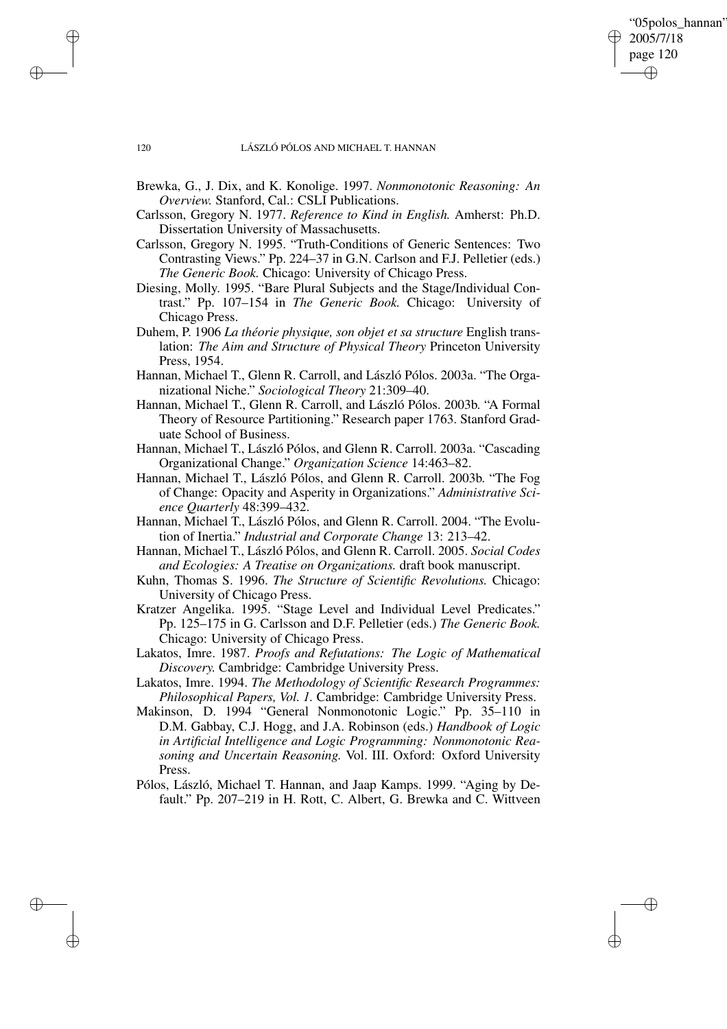Brewka, G., J. Dix, and K. Konolige. 1997. *Nonmonotonic Reasoning: An Overview.* Stanford, Cal.: CSLI Publications.

Carlsson, Gregory N. 1977. *Reference to Kind in English.* Amherst: Ph.D. Dissertation University of Massachusetts.

Carlsson, Gregory N. 1995. "Truth-Conditions of Generic Sentences: Two Contrasting Views." Pp. 224–37 in G.N. Carlson and F.J. Pelletier (eds.) *The Generic Book.* Chicago: University of Chicago Press.

Diesing, Molly. 1995. "Bare Plural Subjects and the Stage/Individual Contrast." Pp. 107–154 in *The Generic Book.* Chicago: University of Chicago Press.

Duhem, P. 1906 *La théorie physique, son objet et sa structure* English translation: *The Aim and Structure of Physical Theory* Princeton University Press, 1954.

Hannan, Michael T., Glenn R. Carroll, and László Pólos. 2003a. "The Organizational Niche." *Sociological Theory* 21:309–40.

Hannan, Michael T., Glenn R. Carroll, and László Pólos. 2003b. "A Formal Theory of Resource Partitioning." Research paper 1763. Stanford Graduate School of Business.

Hannan, Michael T., László Pólos, and Glenn R. Carroll. 2003a. "Cascading Organizational Change." *Organization Science* 14:463–82.

Hannan, Michael T., László Pólos, and Glenn R. Carroll. 2003b. "The Fog of Change: Opacity and Asperity in Organizations." *Administrative Science Quarterly* 48:399–432.

Hannan, Michael T., László Pólos, and Glenn R. Carroll. 2004. "The Evolution of Inertia." *Industrial and Corporate Change* 13: 213–42.

Hannan, Michael T., László Pólos, and Glenn R. Carroll. 2005. *Social Codes and Ecologies: A Treatise on Organizations.* draft book manuscript.

Kuhn, Thomas S. 1996. *The Structure of Scientific Revolutions.* Chicago: University of Chicago Press.

Kratzer Angelika. 1995. "Stage Level and Individual Level Predicates." Pp. 125–175 in G. Carlsson and D.F. Pelletier (eds.) *The Generic Book.* Chicago: University of Chicago Press.

Lakatos, Imre. 1987. *Proofs and Refutations: The Logic of Mathematical Discovery.* Cambridge: Cambridge University Press.

Lakatos, Imre. 1994. *The Methodology of Scientific Research Programmes: Philosophical Papers, Vol. 1.* Cambridge: Cambridge University Press.

Makinson, D. 1994 "General Nonmonotonic Logic." Pp. 35–110 in D.M. Gabbay, C.J. Hogg, and J.A. Robinson (eds.) *Handbook of Logic in Artificial Intelligence and Logic Programming: Nonmonotonic Reasoning and Uncertain Reasoning.* Vol. III. Oxford: Oxford University Press.

Pólos, László, Michael T. Hannan, and Jaap Kamps. 1999. "Aging by Default." Pp. 207–219 in H. Rott, C. Albert, G. Brewka and C. Wittveen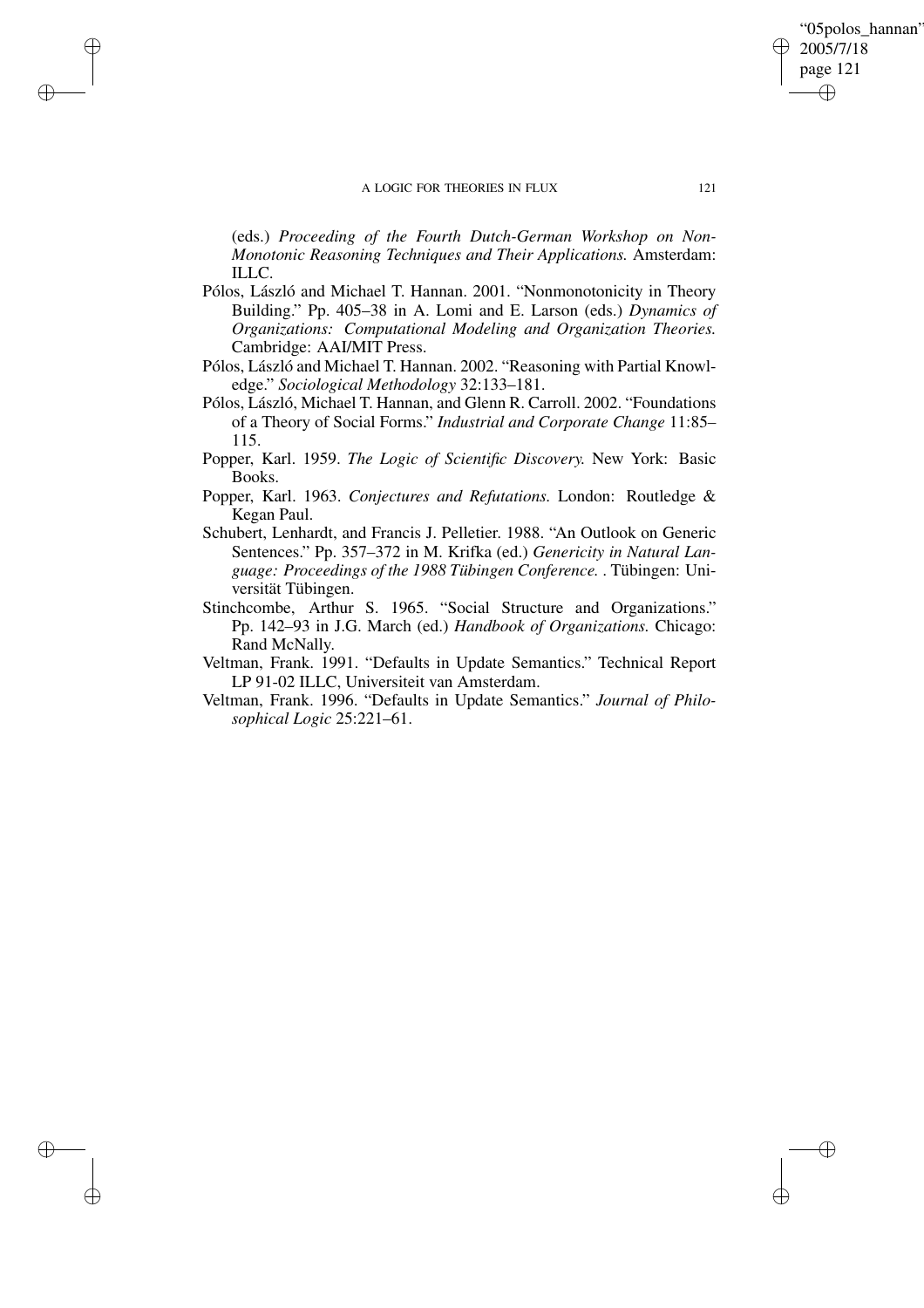(eds.) *Proceeding of the Fourth Dutch-German Workshop on Non-Monotonic Reasoning Techniques and Their Applications.* Amsterdam: ILLC.

Pólos, László and Michael T. Hannan. 2001. "Nonmonotonicity in Theory Building." Pp. 405–38 in A. Lomi and E. Larson (eds.) *Dynamics of Organizations: Computational Modeling and Organization Theories.* Cambridge: AAI/MIT Press.

Pólos, László and Michael T. Hannan. 2002. "Reasoning with Partial Knowledge." *Sociological Methodology* 32:133–181.

Pólos, László, Michael T. Hannan, and Glenn R. Carroll. 2002. "Foundations of a Theory of Social Forms." *Industrial and Corporate Change* 11:85–115.

Popper, Karl. 1959. *The Logic of Scientific Discovery.* New York: Basic Books.

Popper, Karl. 1963. *Conjectures and Refutations.* London: Routledge & Kegan Paul.

Schubert, Lenhardt, and Francis J. Pelletier. 1988. "An Outlook on Generic Sentences." Pp. 357–372 in M. Krifka (ed.) *Genericity in Natural Language: Proceedings of the 1988 Tübingen Conference.* . Tübingen: Universität Tübingen.

Stinchcombe, Arthur S. 1965. "Social Structure and Organizations." Pp. 142–93 in J.G. March (ed.) *Handbook of Organizations.* Chicago: Rand McNally.

Veltman, Frank. 1991. "Defaults in Update Semantics." Technical Report LP 91-02 ILLC, Universiteit van Amsterdam.

Veltman, Frank. 1996. "Defaults in Update Semantics." *Journal of Philosophical Logic* 25:221–61.